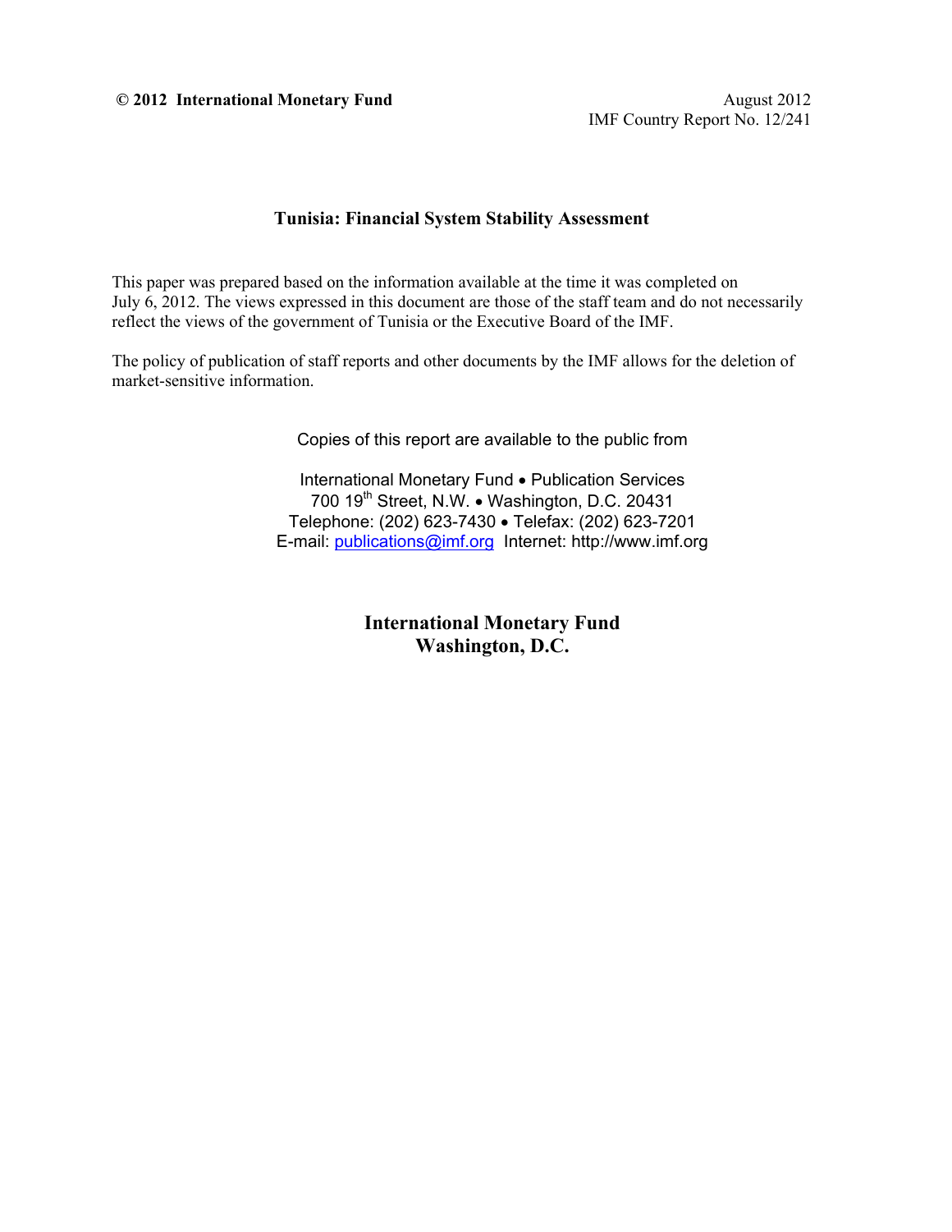**© 2012 International Monetary Fund**

August 2012
IMF Country Report No. 12/241

# Tunisia: Financial System Stability Assessment

This paper was prepared based on the information available at the time it was completed on July 6, 2012. The views expressed in this document are those of the staff team and do not necessarily reflect the views of the government of Tunisia or the Executive Board of the IMF.

The policy of publication of staff reports and other documents by the IMF allows for the deletion of market-sensitive information.

Copies of this report are available to the public from

International Monetary Fund • Publication Services
700 19th Street, N.W. • Washington, D.C. 20431
Telephone: (202) 623-7430 • Telefax: (202) 623-7201
E-mail: publications@imf.org Internet: http://www.imf.org

**International Monetary Fund**
**Washington, D.C.**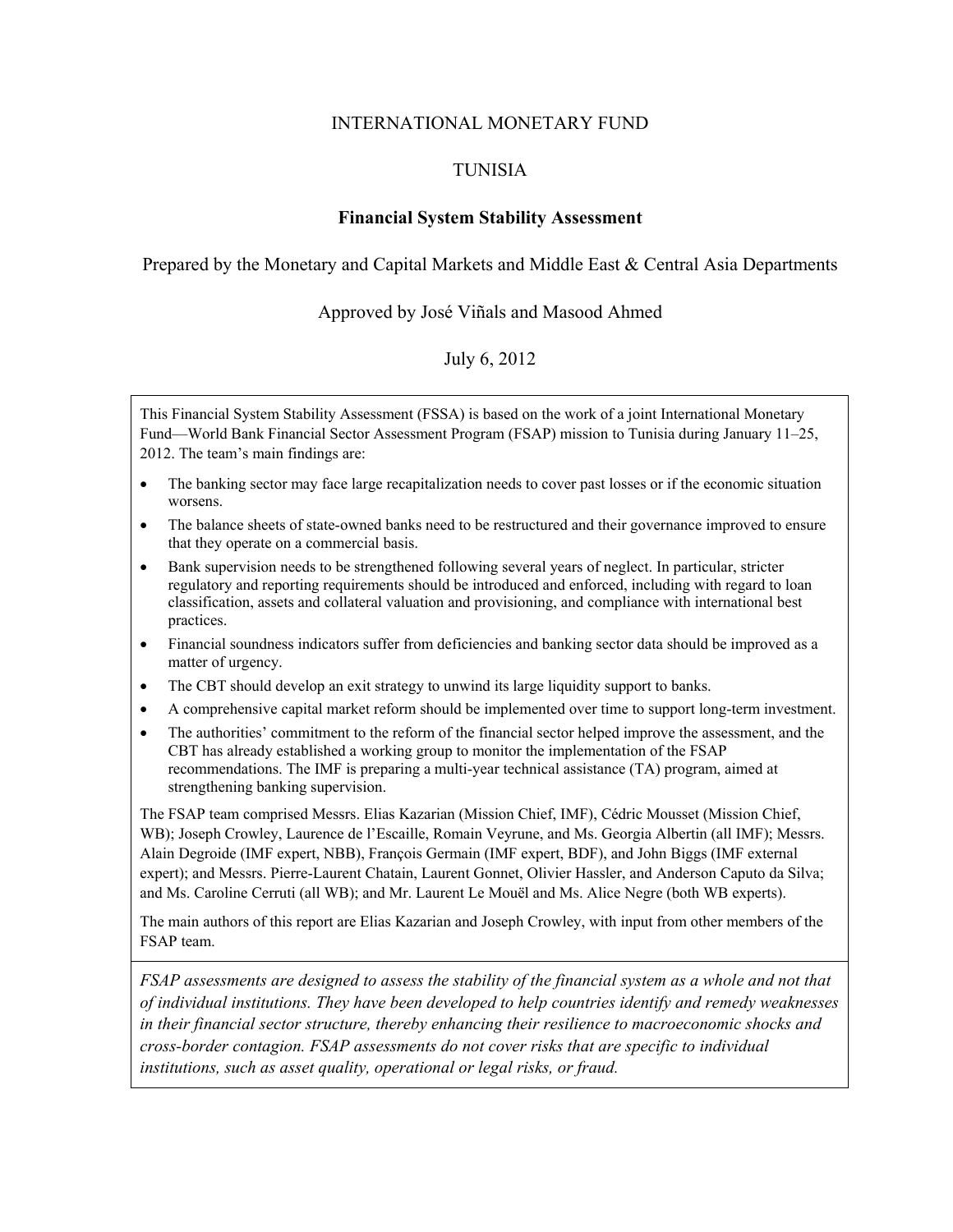INTERNATIONAL MONETARY FUND

TUNISIA

**Financial System Stability Assessment**

Prepared by the Monetary and Capital Markets and Middle East & Central Asia Departments

Approved by José Viñals and Masood Ahmed

July 6, 2012

This Financial System Stability Assessment (FSSA) is based on the work of a joint International Monetary Fund—World Bank Financial Sector Assessment Program (FSAP) mission to Tunisia during January 11–25, 2012. The team's main findings are:

- The banking sector may face large recapitalization needs to cover past losses or if the economic situation worsens.
- The balance sheets of state-owned banks need to be restructured and their governance improved to ensure that they operate on a commercial basis.
- Bank supervision needs to be strengthened following several years of neglect. In particular, stricter regulatory and reporting requirements should be introduced and enforced, including with regard to loan classification, assets and collateral valuation and provisioning, and compliance with international best practices.
- Financial soundness indicators suffer from deficiencies and banking sector data should be improved as a matter of urgency.
- The CBT should develop an exit strategy to unwind its large liquidity support to banks.
- A comprehensive capital market reform should be implemented over time to support long-term investment.
- The authorities' commitment to the reform of the financial sector helped improve the assessment, and the CBT has already established a working group to monitor the implementation of the FSAP recommendations. The IMF is preparing a multi-year technical assistance (TA) program, aimed at strengthening banking supervision.

The FSAP team comprised Messrs. Elias Kazarian (Mission Chief, IMF), Cédric Mousset (Mission Chief, WB); Joseph Crowley, Laurence de l'Escaille, Romain Veyrune, and Ms. Georgia Albertin (all IMF); Messrs. Alain Degroide (IMF expert, NBB), François Germain (IMF expert, BDF), and John Biggs (IMF external expert); and Messrs. Pierre-Laurent Chatain, Laurent Gonnet, Olivier Hassler, and Anderson Caputo da Silva; and Ms. Caroline Cerruti (all WB); and Mr. Laurent Le Mouël and Ms. Alice Negre (both WB experts).

The main authors of this report are Elias Kazarian and Joseph Crowley, with input from other members of the FSAP team.

*FSAP assessments are designed to assess the stability of the financial system as a whole and not that of individual institutions. They have been developed to help countries identify and remedy weaknesses in their financial sector structure, thereby enhancing their resilience to macroeconomic shocks and cross-border contagion. FSAP assessments do not cover risks that are specific to individual institutions, such as asset quality, operational or legal risks, or fraud.*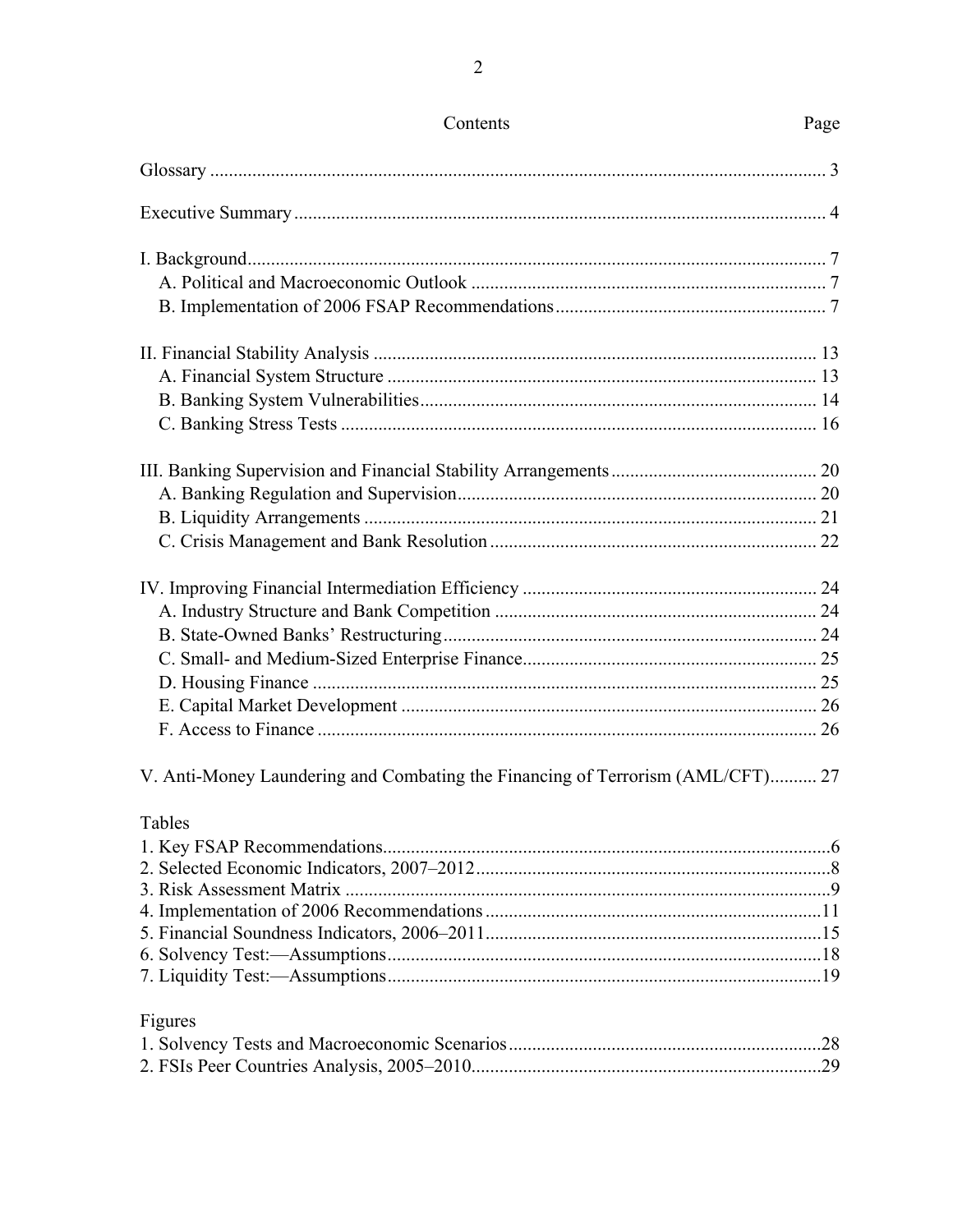## Contents

| | Page |
|---|---|
| Glossary | 3 |
| Executive Summary | 4 |
| I. Background | 7 |
| A. Political and Macroeconomic Outlook | 7 |
| B. Implementation of 2006 FSAP Recommendations | 7 |
| II. Financial Stability Analysis | 13 |
| A. Financial System Structure | 13 |
| B. Banking System Vulnerabilities | 14 |
| C. Banking Stress Tests | 16 |
| III. Banking Supervision and Financial Stability Arrangements | 20 |
| A. Banking Regulation and Supervision | 20 |
| B. Liquidity Arrangements | 21 |
| C. Crisis Management and Bank Resolution | 22 |
| IV. Improving Financial Intermediation Efficiency | 24 |
| A. Industry Structure and Bank Competition | 24 |
| B. State-Owned Banks' Restructuring | 24 |
| C. Small- and Medium-Sized Enterprise Finance | 25 |
| D. Housing Finance | 25 |
| E. Capital Market Development | 26 |
| F. Access to Finance | 26 |
| V. Anti-Money Laundering and Combating the Financing of Terrorism (AML/CFT) | 27 |

**Tables**

| | |
|---|---|
| 1. Key FSAP Recommendations | 6 |
| 2. Selected Economic Indicators, 2007–2012 | 8 |
| 3. Risk Assessment Matrix | 9 |
| 4. Implementation of 2006 Recommendations | 11 |
| 5. Financial Soundness Indicators, 2006–2011 | 15 |
| 6. Solvency Test:—Assumptions | 18 |
| 7. Liquidity Test:—Assumptions | 19 |

**Figures**

| | |
|---|---|
| 1. Solvency Tests and Macroeconomic Scenarios | 28 |
| 2. FSIs Peer Countries Analysis, 2005–2010 | 29 |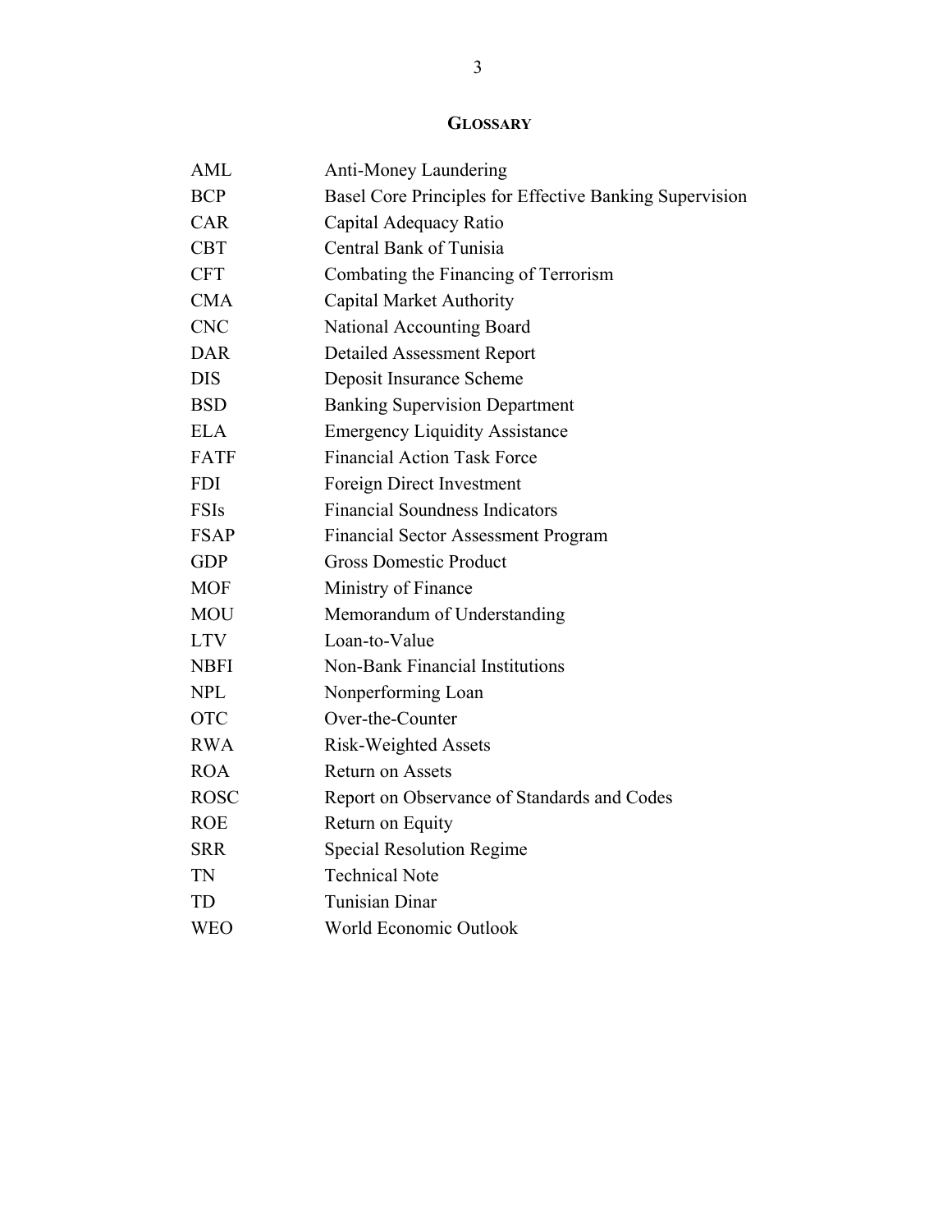## GLOSSARY

| | |
|---|---|
| AML | Anti-Money Laundering |
| BCP | Basel Core Principles for Effective Banking Supervision |
| CAR | Capital Adequacy Ratio |
| CBT | Central Bank of Tunisia |
| CFT | Combating the Financing of Terrorism |
| CMA | Capital Market Authority |
| CNC | National Accounting Board |
| DAR | Detailed Assessment Report |
| DIS | Deposit Insurance Scheme |
| BSD | Banking Supervision Department |
| ELA | Emergency Liquidity Assistance |
| FATF | Financial Action Task Force |
| FDI | Foreign Direct Investment |
| FSIs | Financial Soundness Indicators |
| FSAP | Financial Sector Assessment Program |
| GDP | Gross Domestic Product |
| MOF | Ministry of Finance |
| MOU | Memorandum of Understanding |
| LTV | Loan-to-Value |
| NBFI | Non-Bank Financial Institutions |
| NPL | Nonperforming Loan |
| OTC | Over-the-Counter |
| RWA | Risk-Weighted Assets |
| ROA | Return on Assets |
| ROSC | Report on Observance of Standards and Codes |
| ROE | Return on Equity |
| SRR | Special Resolution Regime |
| TN | Technical Note |
| TD | Tunisian Dinar |
| WEO | World Economic Outlook |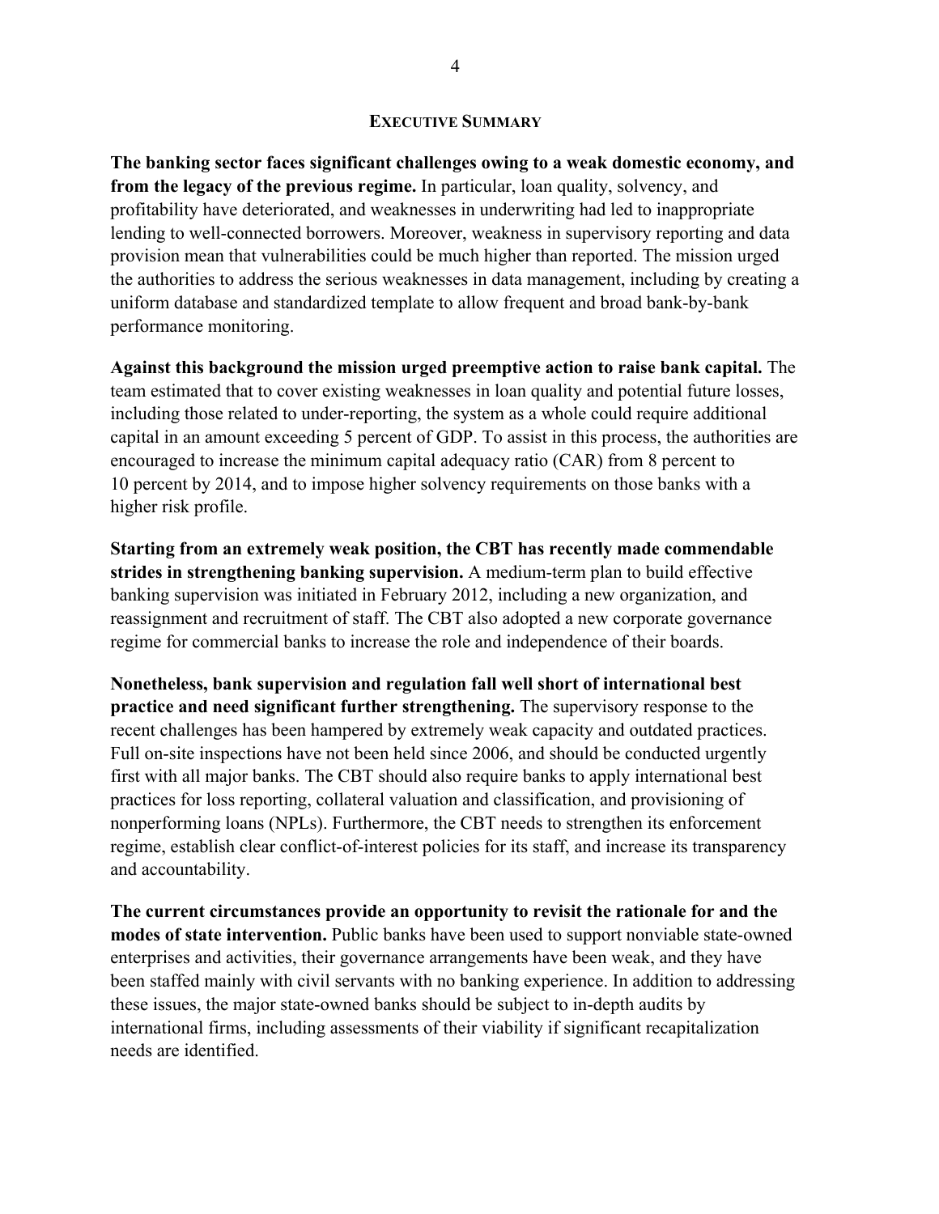## EXECUTIVE SUMMARY

**The banking sector faces significant challenges owing to a weak domestic economy, and from the legacy of the previous regime.** In particular, loan quality, solvency, and profitability have deteriorated, and weaknesses in underwriting had led to inappropriate lending to well-connected borrowers. Moreover, weakness in supervisory reporting and data provision mean that vulnerabilities could be much higher than reported. The mission urged the authorities to address the serious weaknesses in data management, including by creating a uniform database and standardized template to allow frequent and broad bank-by-bank performance monitoring.

**Against this background the mission urged preemptive action to raise bank capital.** The team estimated that to cover existing weaknesses in loan quality and potential future losses, including those related to under-reporting, the system as a whole could require additional capital in an amount exceeding 5 percent of GDP. To assist in this process, the authorities are encouraged to increase the minimum capital adequacy ratio (CAR) from 8 percent to 10 percent by 2014, and to impose higher solvency requirements on those banks with a higher risk profile.

**Starting from an extremely weak position, the CBT has recently made commendable strides in strengthening banking supervision.** A medium-term plan to build effective banking supervision was initiated in February 2012, including a new organization, and reassignment and recruitment of staff. The CBT also adopted a new corporate governance regime for commercial banks to increase the role and independence of their boards.

**Nonetheless, bank supervision and regulation fall well short of international best practice and need significant further strengthening.** The supervisory response to the recent challenges has been hampered by extremely weak capacity and outdated practices. Full on-site inspections have not been held since 2006, and should be conducted urgently first with all major banks. The CBT should also require banks to apply international best practices for loss reporting, collateral valuation and classification, and provisioning of nonperforming loans (NPLs). Furthermore, the CBT needs to strengthen its enforcement regime, establish clear conflict-of-interest policies for its staff, and increase its transparency and accountability.

**The current circumstances provide an opportunity to revisit the rationale for and the modes of state intervention.** Public banks have been used to support nonviable state-owned enterprises and activities, their governance arrangements have been weak, and they have been staffed mainly with civil servants with no banking experience. In addition to addressing these issues, the major state-owned banks should be subject to in-depth audits by international firms, including assessments of their viability if significant recapitalization needs are identified.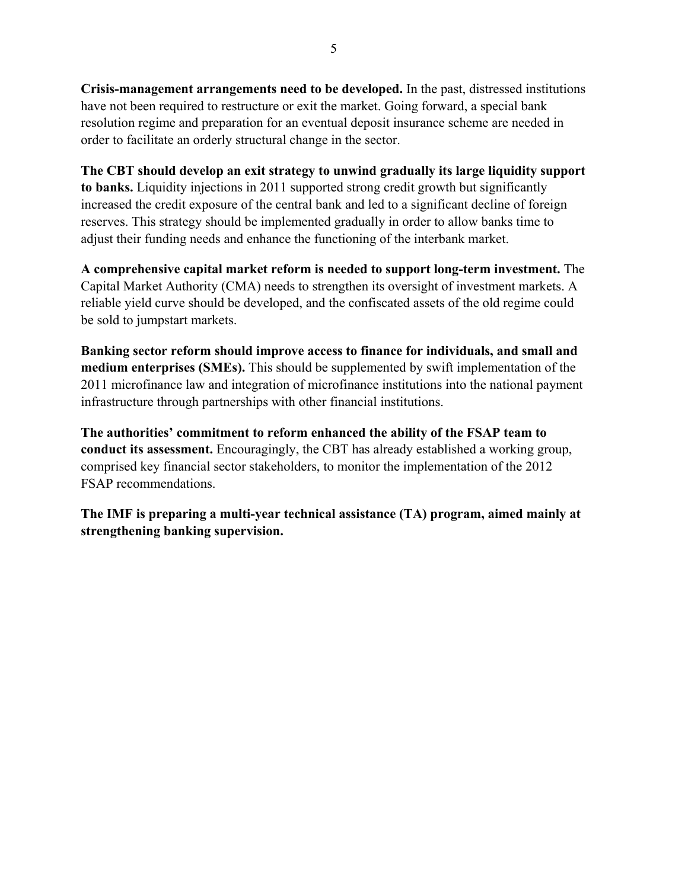**Crisis-management arrangements need to be developed.** In the past, distressed institutions have not been required to restructure or exit the market. Going forward, a special bank resolution regime and preparation for an eventual deposit insurance scheme are needed in order to facilitate an orderly structural change in the sector.

**The CBT should develop an exit strategy to unwind gradually its large liquidity support to banks.** Liquidity injections in 2011 supported strong credit growth but significantly increased the credit exposure of the central bank and led to a significant decline of foreign reserves. This strategy should be implemented gradually in order to allow banks time to adjust their funding needs and enhance the functioning of the interbank market.

**A comprehensive capital market reform is needed to support long-term investment.** The Capital Market Authority (CMA) needs to strengthen its oversight of investment markets. A reliable yield curve should be developed, and the confiscated assets of the old regime could be sold to jumpstart markets.

**Banking sector reform should improve access to finance for individuals, and small and medium enterprises (SMEs).** This should be supplemented by swift implementation of the 2011 microfinance law and integration of microfinance institutions into the national payment infrastructure through partnerships with other financial institutions.

**The authorities' commitment to reform enhanced the ability of the FSAP team to conduct its assessment.** Encouragingly, the CBT has already established a working group, comprised key financial sector stakeholders, to monitor the implementation of the 2012 FSAP recommendations.

**The IMF is preparing a multi-year technical assistance (TA) program, aimed mainly at strengthening banking supervision.**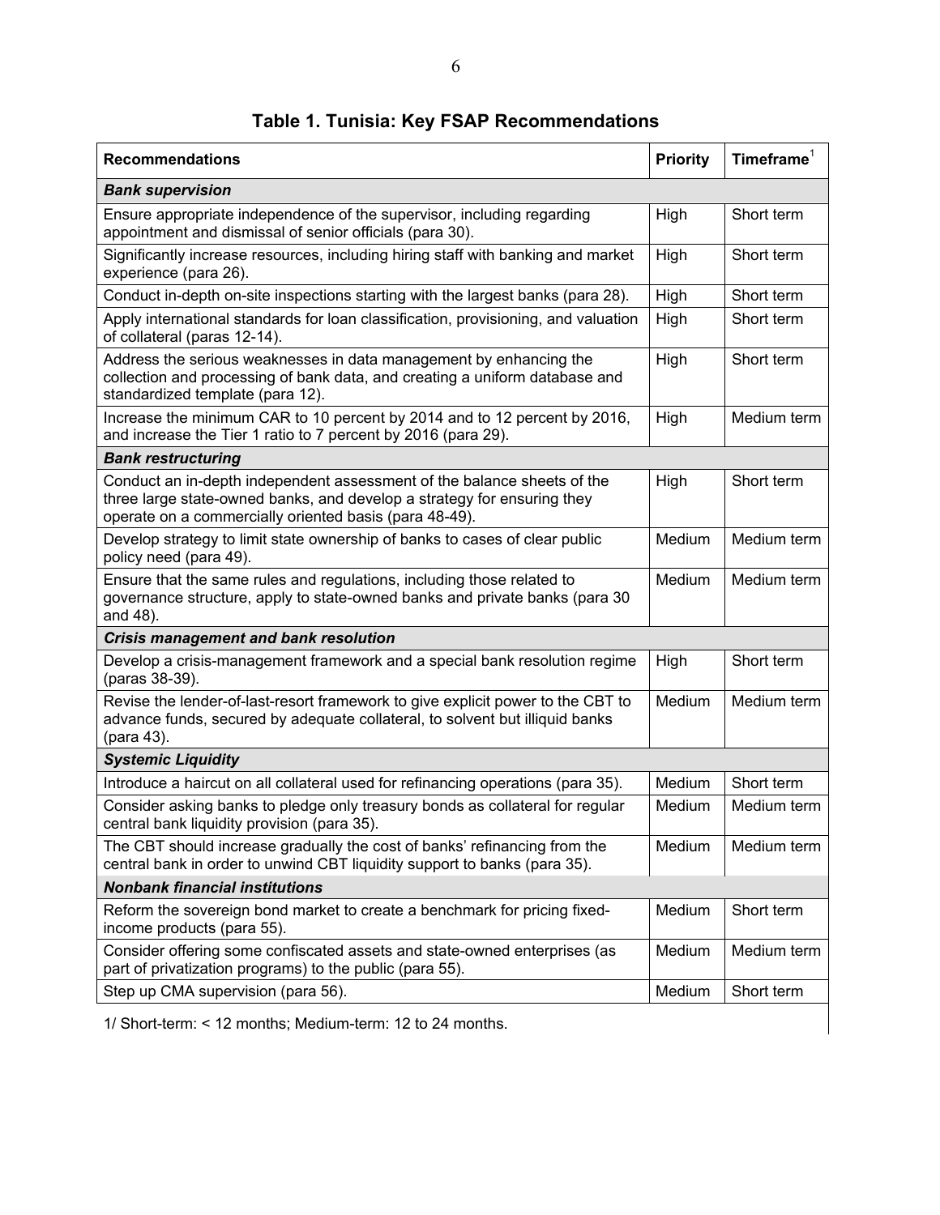# Table 1. Tunisia: Key FSAP Recommendations

| Recommendations | Priority | Timeframe[1] |
|---|---|---|
| ***Bank supervision*** | | |
| Ensure appropriate independence of the supervisor, including regarding appointment and dismissal of senior officials (para 30). | High | Short term |
| Significantly increase resources, including hiring staff with banking and market experience (para 26). | High | Short term |
| Conduct in-depth on-site inspections starting with the largest banks (para 28). | High | Short term |
| Apply international standards for loan classification, provisioning, and valuation of collateral (paras 12-14). | High | Short term |
| Address the serious weaknesses in data management by enhancing the collection and processing of bank data, and creating a uniform database and standardized template (para 12). | High | Short term |
| Increase the minimum CAR to 10 percent by 2014 and to 12 percent by 2016, and increase the Tier 1 ratio to 7 percent by 2016 (para 29). | High | Medium term |
| ***Bank restructuring*** | | |
| Conduct an in-depth independent assessment of the balance sheets of the three large state-owned banks, and develop a strategy for ensuring they operate on a commercially oriented basis (para 48-49). | High | Short term |
| Develop strategy to limit state ownership of banks to cases of clear public policy need (para 49). | Medium | Medium term |
| Ensure that the same rules and regulations, including those related to governance structure, apply to state-owned banks and private banks (para 30 and 48). | Medium | Medium term |
| ***Crisis management and bank resolution*** | | |
| Develop a crisis-management framework and a special bank resolution regime (paras 38-39). | High | Short term |
| Revise the lender-of-last-resort framework to give explicit power to the CBT to advance funds, secured by adequate collateral, to solvent but illiquid banks (para 43). | Medium | Medium term |
| ***Systemic Liquidity*** | | |
| Introduce a haircut on all collateral used for refinancing operations (para 35). | Medium | Short term |
| Consider asking banks to pledge only treasury bonds as collateral for regular central bank liquidity provision (para 35). | Medium | Medium term |
| The CBT should increase gradually the cost of banks' refinancing from the central bank in order to unwind CBT liquidity support to banks (para 35). | Medium | Medium term |
| ***Nonbank financial institutions*** | | |
| Reform the sovereign bond market to create a benchmark for pricing fixed-income products (para 55). | Medium | Short term |
| Consider offering some confiscated assets and state-owned enterprises (as part of privatization programs) to the public (para 55). | Medium | Medium term |
| Step up CMA supervision (para 56). | Medium | Short term |

1/ Short-term: < 12 months; Medium-term: 12 to 24 months.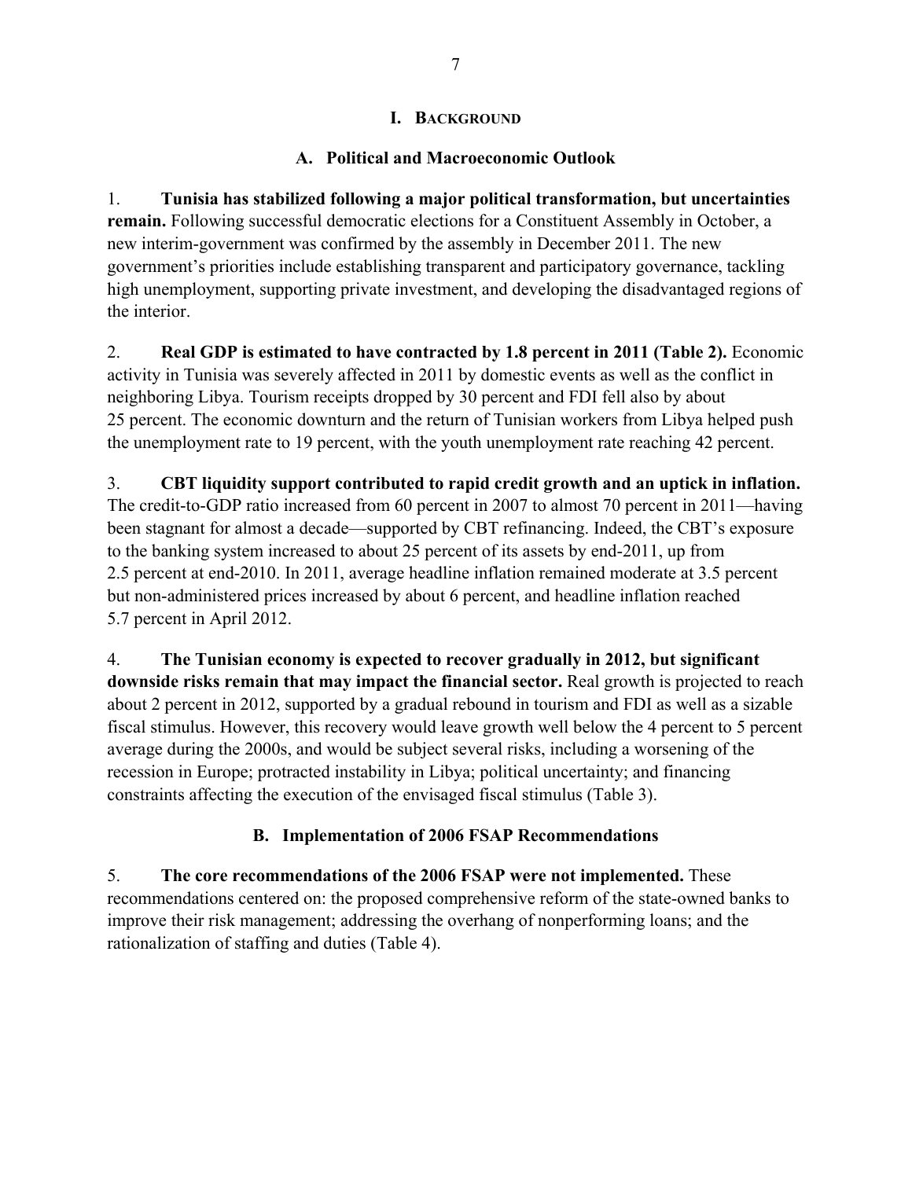# I. BACKGROUND

## A. Political and Macroeconomic Outlook

1. **Tunisia has stabilized following a major political transformation, but uncertainties remain.** Following successful democratic elections for a Constituent Assembly in October, a new interim-government was confirmed by the assembly in December 2011. The new government's priorities include establishing transparent and participatory governance, tackling high unemployment, supporting private investment, and developing the disadvantaged regions of the interior.

2. **Real GDP is estimated to have contracted by 1.8 percent in 2011 (Table 2).** Economic activity in Tunisia was severely affected in 2011 by domestic events as well as the conflict in neighboring Libya. Tourism receipts dropped by 30 percent and FDI fell also by about 25 percent. The economic downturn and the return of Tunisian workers from Libya helped push the unemployment rate to 19 percent, with the youth unemployment rate reaching 42 percent.

3. **CBT liquidity support contributed to rapid credit growth and an uptick in inflation.** The credit-to-GDP ratio increased from 60 percent in 2007 to almost 70 percent in 2011—having been stagnant for almost a decade—supported by CBT refinancing. Indeed, the CBT's exposure to the banking system increased to about 25 percent of its assets by end-2011, up from 2.5 percent at end-2010. In 2011, average headline inflation remained moderate at 3.5 percent but non-administered prices increased by about 6 percent, and headline inflation reached 5.7 percent in April 2012.

4. **The Tunisian economy is expected to recover gradually in 2012, but significant downside risks remain that may impact the financial sector.** Real growth is projected to reach about 2 percent in 2012, supported by a gradual rebound in tourism and FDI as well as a sizable fiscal stimulus. However, this recovery would leave growth well below the 4 percent to 5 percent average during the 2000s, and would be subject several risks, including a worsening of the recession in Europe; protracted instability in Libya; political uncertainty; and financing constraints affecting the execution of the envisaged fiscal stimulus (Table 3).

## B. Implementation of 2006 FSAP Recommendations

5. **The core recommendations of the 2006 FSAP were not implemented.** These recommendations centered on: the proposed comprehensive reform of the state-owned banks to improve their risk management; addressing the overhang of nonperforming loans; and the rationalization of staffing and duties (Table 4).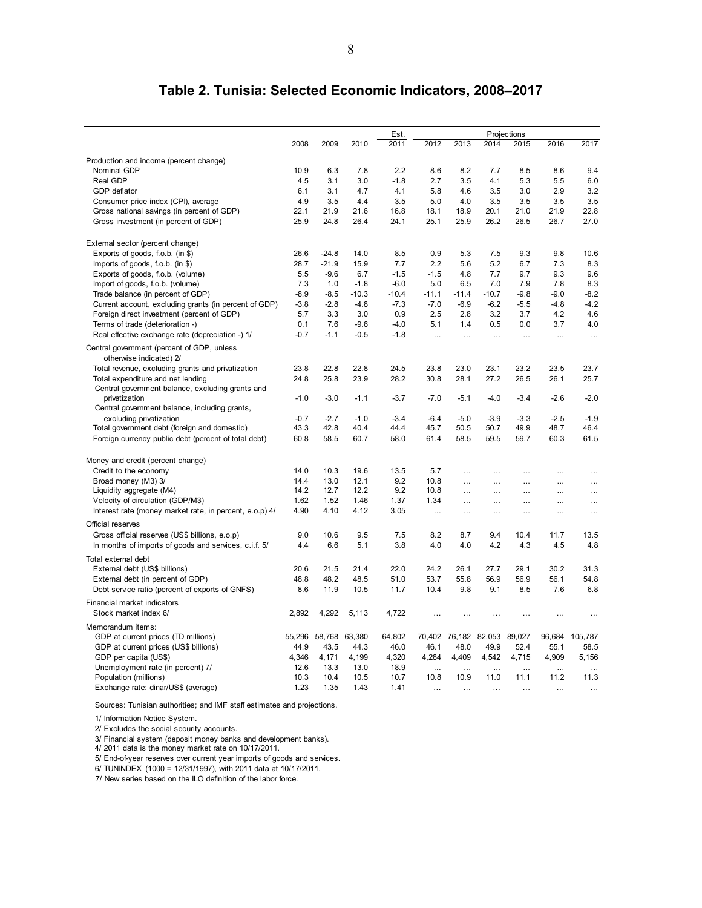# Table 2. Tunisia: Selected Economic Indicators, 2008–2017

| | 2008 | 2009 | 2010 | Est. 2011 | Projections 2012 | 2013 | 2014 | 2015 | 2016 | 2017 |
|---|---|---|---|---|---|---|---|---|---|---|
| **Production and income (percent change)** | | | | | | | | | | |
| Nominal GDP | 10.9 | 6.3 | 7.8 | 2.2 | 8.6 | 8.2 | 7.7 | 8.5 | 8.6 | 9.4 |
| Real GDP | 4.5 | 3.1 | 3.0 | -1.8 | 2.7 | 3.5 | 4.1 | 5.3 | 5.5 | 6.0 |
| GDP deflator | 6.1 | 3.1 | 4.7 | 4.1 | 5.8 | 4.6 | 3.5 | 3.0 | 2.9 | 3.2 |
| Consumer price index (CPI), average | 4.9 | 3.5 | 4.4 | 3.5 | 5.0 | 4.0 | 3.5 | 3.5 | 3.5 | 3.5 |
| Gross national savings (in percent of GDP) | 22.1 | 21.9 | 21.6 | 16.8 | 18.1 | 18.9 | 20.1 | 21.0 | 21.9 | 22.8 |
| Gross investment (in percent of GDP) | 25.9 | 24.8 | 26.4 | 24.1 | 25.1 | 25.9 | 26.2 | 26.5 | 26.7 | 27.0 |
| **External sector (percent change)** | | | | | | | | | | |
| Exports of goods, f.o.b. (in $) | 26.6 | -24.8 | 14.0 | 8.5 | 0.9 | 5.3 | 7.5 | 9.3 | 9.8 | 10.6 |
| Imports of goods, f.o.b. (in $) | 28.7 | -21.9 | 15.9 | 7.7 | 2.2 | 5.6 | 5.2 | 6.7 | 7.3 | 8.3 |
| Exports of goods, f.o.b. (volume) | 5.5 | -9.6 | 6.7 | -1.5 | -1.5 | 4.8 | 7.7 | 9.7 | 9.3 | 9.6 |
| Import of goods, f.o.b. (volume) | 7.3 | 1.0 | -1.8 | -6.0 | 5.0 | 6.5 | 7.0 | 7.9 | 7.8 | 8.3 |
| Trade balance (in percent of GDP) | -8.9 | -8.5 | -10.3 | -10.4 | -11.1 | -11.4 | -10.7 | -9.8 | -9.0 | -8.2 |
| Current account, excluding grants (in percent of GDP) | -3.8 | -2.8 | -4.8 | -7.3 | -7.0 | -6.9 | -6.2 | -5.5 | -4.8 | -4.2 |
| Foreign direct investment (percent of GDP) | 5.7 | 3.3 | 3.0 | 0.9 | 2.5 | 2.8 | 3.2 | 3.7 | 4.2 | 4.6 |
| Terms of trade (deterioration -) | 0.1 | 7.6 | -9.6 | -4.0 | 5.1 | 1.4 | 0.5 | 0.0 | 3.7 | 4.0 |
| Real effective exchange rate (depreciation -) 1/ | -0.7 | -1.1 | -0.5 | -1.8 | … | … | … | … | … | … |
| **Central government (percent of GDP, unless otherwise indicated) 2/** | | | | | | | | | | |
| Total revenue, excluding grants and privatization | 23.8 | 22.8 | 22.8 | 24.5 | 23.8 | 23.0 | 23.1 | 23.2 | 23.5 | 23.7 |
| Total expenditure and net lending | 24.8 | 25.8 | 23.9 | 28.2 | 30.8 | 28.1 | 27.2 | 26.5 | 26.1 | 25.7 |
| Central government balance, excluding grants and privatization | -1.0 | -3.0 | -1.1 | -3.7 | -7.0 | -5.1 | -4.0 | -3.4 | -2.6 | -2.0 |
| Central government balance, including grants, excluding privatization | -0.7 | -2.7 | -1.0 | -3.4 | -6.4 | -5.0 | -3.9 | -3.3 | -2.5 | -1.9 |
| Total government debt (foreign and domestic) | 43.3 | 42.8 | 40.4 | 44.4 | 45.7 | 50.5 | 50.7 | 49.9 | 48.7 | 46.4 |
| Foreign currency public debt (percent of total debt) | 60.8 | 58.5 | 60.7 | 58.0 | 61.4 | 58.5 | 59.5 | 59.7 | 60.3 | 61.5 |
| **Money and credit (percent change)** | | | | | | | | | | |
| Credit to the economy | 14.0 | 10.3 | 19.6 | 13.5 | 5.7 | … | … | … | … | … |
| Broad money (M3) 3/ | 14.4 | 13.0 | 12.1 | 9.2 | 10.8 | … | … | … | … | … |
| Liquidity aggregate (M4) | 14.2 | 12.7 | 12.2 | 9.2 | 10.8 | … | … | … | … | … |
| Velocity of circulation (GDP/M3) | 1.62 | 1.52 | 1.46 | 1.37 | 1.34 | … | … | … | … | … |
| Interest rate (money market rate, in percent, e.o.p) 4/ | 4.90 | 4.10 | 4.12 | 3.05 | … | … | … | … | … | … |
| **Official reserves** | | | | | | | | | | |
| Gross official reserves (US$ billions, e.o.p) | 9.0 | 10.6 | 9.5 | 7.5 | 8.2 | 8.7 | 9.4 | 10.4 | 11.7 | 13.5 |
| In months of imports of goods and services, c.i.f. 5/ | 4.4 | 6.6 | 5.1 | 3.8 | 4.0 | 4.0 | 4.2 | 4.3 | 4.5 | 4.8 |
| **Total external debt** | | | | | | | | | | |
| External debt (US$ billions) | 20.6 | 21.5 | 21.4 | 22.0 | 24.2 | 26.1 | 27.7 | 29.1 | 30.2 | 31.3 |
| External debt (in percent of GDP) | 48.8 | 48.2 | 48.5 | 51.0 | 53.7 | 55.8 | 56.9 | 56.9 | 56.1 | 54.8 |
| Debt service ratio (percent of exports of GNFS) | 8.6 | 11.9 | 10.5 | 11.7 | 10.4 | 9.8 | 9.1 | 8.5 | 7.6 | 6.8 |
| **Financial market indicators** | | | | | | | | | | |
| Stock market index 6/ | 2,892 | 4,292 | 5,113 | 4,722 | … | … | … | … | … | … |
| **Memorandum items:** | | | | | | | | | | |
| GDP at current prices (TD millions) | 55,296 | 58,768 | 63,380 | 64,802 | 70,402 | 76,182 | 82,053 | 89,027 | 96,684 | 105,787 |
| GDP at current prices (US$ billions) | 44.9 | 43.5 | 44.3 | 46.0 | 46.1 | 48.0 | 49.9 | 52.4 | 55.1 | 58.5 |
| GDP per capita (US$) | 4,346 | 4,171 | 4,199 | 4,320 | 4,284 | 4,409 | 4,542 | 4,715 | 4,909 | 5,156 |
| Unemployment rate (in percent) 7/ | 12.6 | 13.3 | 13.0 | 18.9 | … | … | … | … | … | … |
| Population (millions) | 10.3 | 10.4 | 10.5 | 10.7 | 10.8 | 10.9 | 11.0 | 11.1 | 11.2 | 11.3 |
| Exchange rate: dinar/US$ (average) | 1.23 | 1.35 | 1.43 | 1.41 | … | … | … | … | … | … |

Sources: Tunisian authorities; and IMF staff estimates and projections.

1/ Information Notice System.

2/ Excludes the social security accounts.

3/ Financial system (deposit money banks and development banks).

4/ 2011 data is the money market rate on 10/17/2011.

5/ End-of-year reserves over current year imports of goods and services.

6/ TUNINDEX. (1000 = 12/31/1997), with 2011 data at 10/17/2011.

7/ New series based on the ILO definition of the labor force.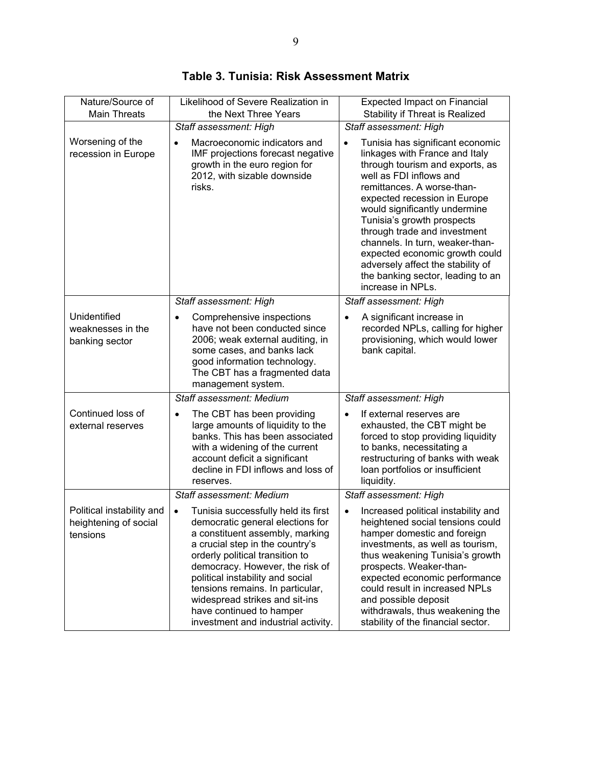**Table 3. Tunisia: Risk Assessment Matrix**

| Nature/Source of Main Threats | Likelihood of Severe Realization in the Next Three Years | Expected Impact on Financial Stability if Threat is Realized |
|---|---|---|
| Worsening of the recession in Europe | *Staff assessment: High*<br>• Macroeconomic indicators and IMF projections forecast negative growth in the euro region for 2012, with sizable downside risks. | *Staff assessment: High*<br>• Tunisia has significant economic linkages with France and Italy through tourism and exports, as well as FDI inflows and remittances. A worse-than-expected recession in Europe would significantly undermine Tunisia's growth prospects through trade and investment channels. In turn, weaker-than-expected economic growth could adversely affect the stability of the banking sector, leading to an increase in NPLs. |
| Unidentified weaknesses in the banking sector | *Staff assessment: High*<br>• Comprehensive inspections have not been conducted since 2006; weak external auditing, in some cases, and banks lack good information technology. The CBT has a fragmented data management system. | *Staff assessment: High*<br>• A significant increase in recorded NPLs, calling for higher provisioning, which would lower bank capital. |
| Continued loss of external reserves | *Staff assessment: Medium*<br>• The CBT has been providing large amounts of liquidity to the banks. This has been associated with a widening of the current account deficit a significant decline in FDI inflows and loss of reserves. | *Staff assessment: High*<br>• If external reserves are exhausted, the CBT might be forced to stop providing liquidity to banks, necessitating a restructuring of banks with weak loan portfolios or insufficient liquidity. |
| Political instability and heightening of social tensions | *Staff assessment: Medium*<br>• Tunisia successfully held its first democratic general elections for a constituent assembly, marking a crucial step in the country's orderly political transition to democracy. However, the risk of political instability and social tensions remains. In particular, widespread strikes and sit-ins have continued to hamper investment and industrial activity. | *Staff assessment: High*<br>• Increased political instability and heightened social tensions could hamper domestic and foreign investments, as well as tourism, thus weakening Tunisia's growth prospects. Weaker-than-expected economic performance could result in increased NPLs and possible deposit withdrawals, thus weakening the stability of the financial sector. |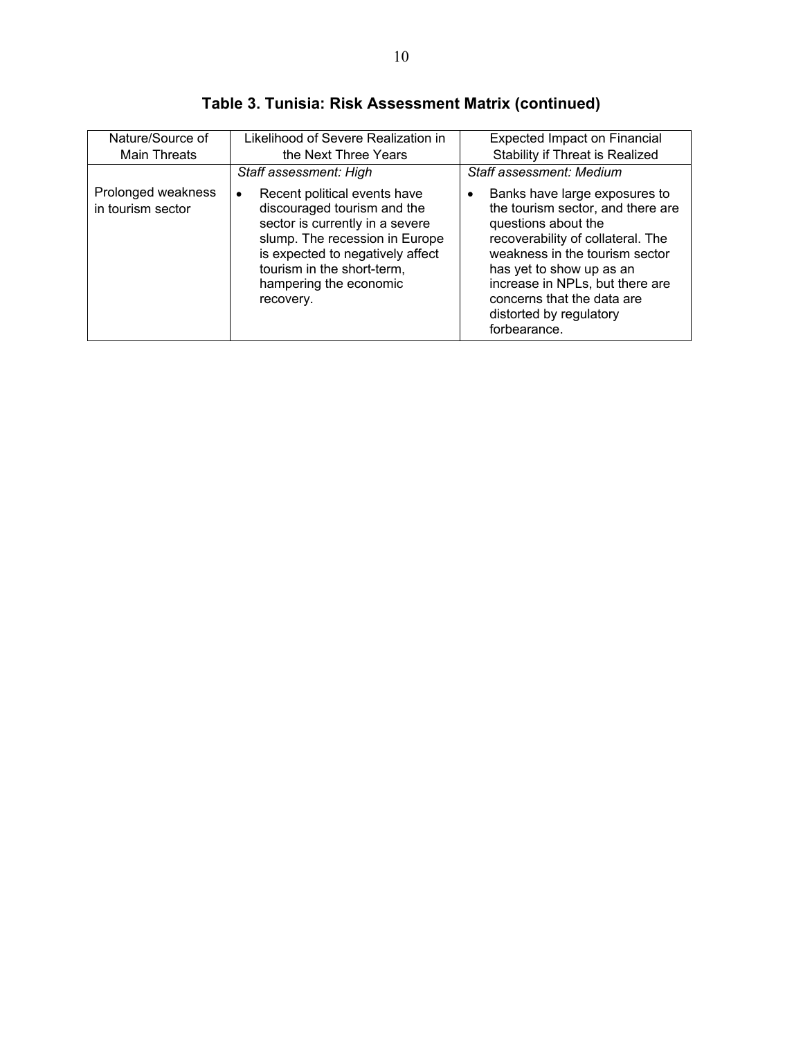**Table 3. Tunisia: Risk Assessment Matrix (continued)**

| Nature/Source of Main Threats | Likelihood of Severe Realization in the Next Three Years | Expected Impact on Financial Stability if Threat is Realized |
|---|---|---|
| Prolonged weakness in tourism sector | *Staff assessment: High*<br>• Recent political events have discouraged tourism and the sector is currently in a severe slump. The recession in Europe is expected to negatively affect tourism in the short-term, hampering the economic recovery. | *Staff assessment: Medium*<br>• Banks have large exposures to the tourism sector, and there are questions about the recoverability of collateral. The weakness in the tourism sector has yet to show up as an increase in NPLs, but there are concerns that the data are distorted by regulatory forbearance. |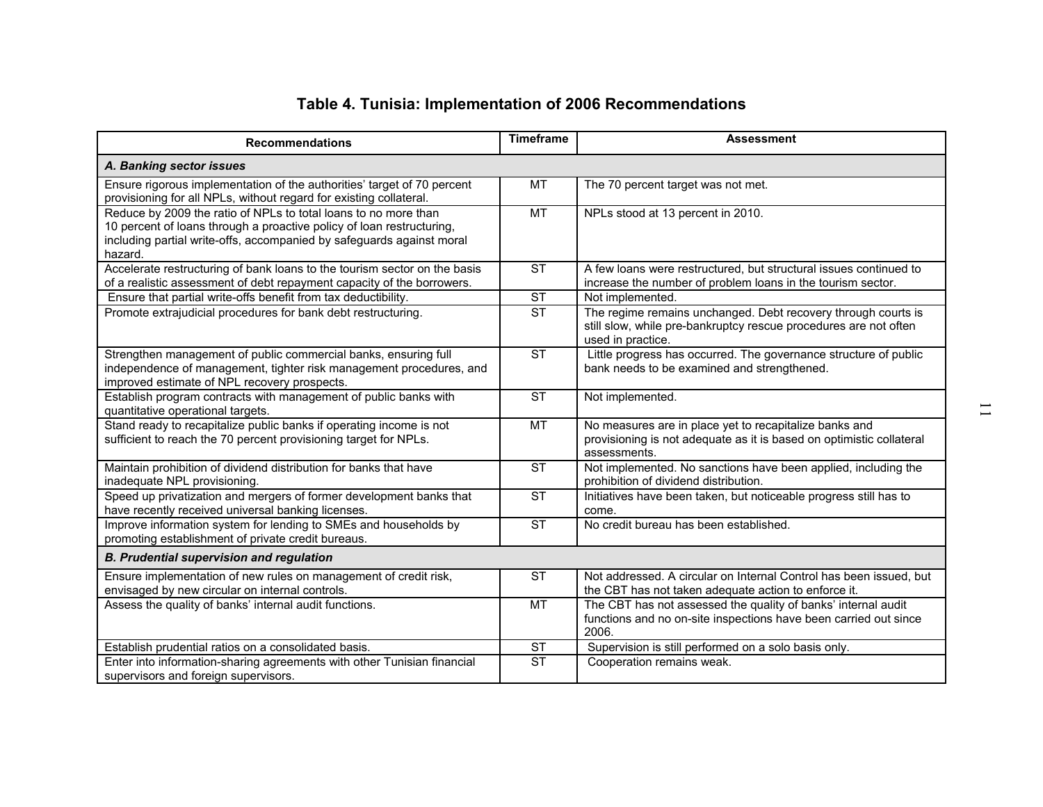# Table 4. Tunisia: Implementation of 2006 Recommendations

| Recommendations | Timeframe | Assessment |
|---|---|---|
| ***A. Banking sector issues*** | | |
| Ensure rigorous implementation of the authorities' target of 70 percent provisioning for all NPLs, without regard for existing collateral. | MT | The 70 percent target was not met. |
| Reduce by 2009 the ratio of NPLs to total loans to no more than 10 percent of loans through a proactive policy of loan restructuring, including partial write-offs, accompanied by safeguards against moral hazard. | MT | NPLs stood at 13 percent in 2010. |
| Accelerate restructuring of bank loans to the tourism sector on the basis of a realistic assessment of debt repayment capacity of the borrowers. | ST | A few loans were restructured, but structural issues continued to increase the number of problem loans in the tourism sector. |
| Ensure that partial write-offs benefit from tax deductibility. | ST | Not implemented. |
| Promote extrajudicial procedures for bank debt restructuring. | ST | The regime remains unchanged. Debt recovery through courts is still slow, while pre-bankruptcy rescue procedures are not often used in practice. |
| Strengthen management of public commercial banks, ensuring full independence of management, tighter risk management procedures, and improved estimate of NPL recovery prospects. | ST | Little progress has occurred. The governance structure of public bank needs to be examined and strengthened. |
| Establish program contracts with management of public banks with quantitative operational targets. | ST | Not implemented. |
| Stand ready to recapitalize public banks if operating income is not sufficient to reach the 70 percent provisioning target for NPLs. | MT | No measures are in place yet to recapitalize banks and provisioning is not adequate as it is based on optimistic collateral assessments. |
| Maintain prohibition of dividend distribution for banks that have inadequate NPL provisioning. | ST | Not implemented. No sanctions have been applied, including the prohibition of dividend distribution. |
| Speed up privatization and mergers of former development banks that have recently received universal banking licenses. | ST | Initiatives have been taken, but noticeable progress still has to come. |
| Improve information system for lending to SMEs and households by promoting establishment of private credit bureaus. | ST | No credit bureau has been established. |
| ***B. Prudential supervision and regulation*** | | |
| Ensure implementation of new rules on management of credit risk, envisaged by new circular on internal controls. | ST | Not addressed. A circular on Internal Control has been issued, but the CBT has not taken adequate action to enforce it. |
| Assess the quality of banks' internal audit functions. | MT | The CBT has not assessed the quality of banks' internal audit functions and no on-site inspections have been carried out since 2006. |
| Establish prudential ratios on a consolidated basis. | ST | Supervision is still performed on a solo basis only. |
| Enter into information-sharing agreements with other Tunisian financial supervisors and foreign supervisors. | ST | Cooperation remains weak. |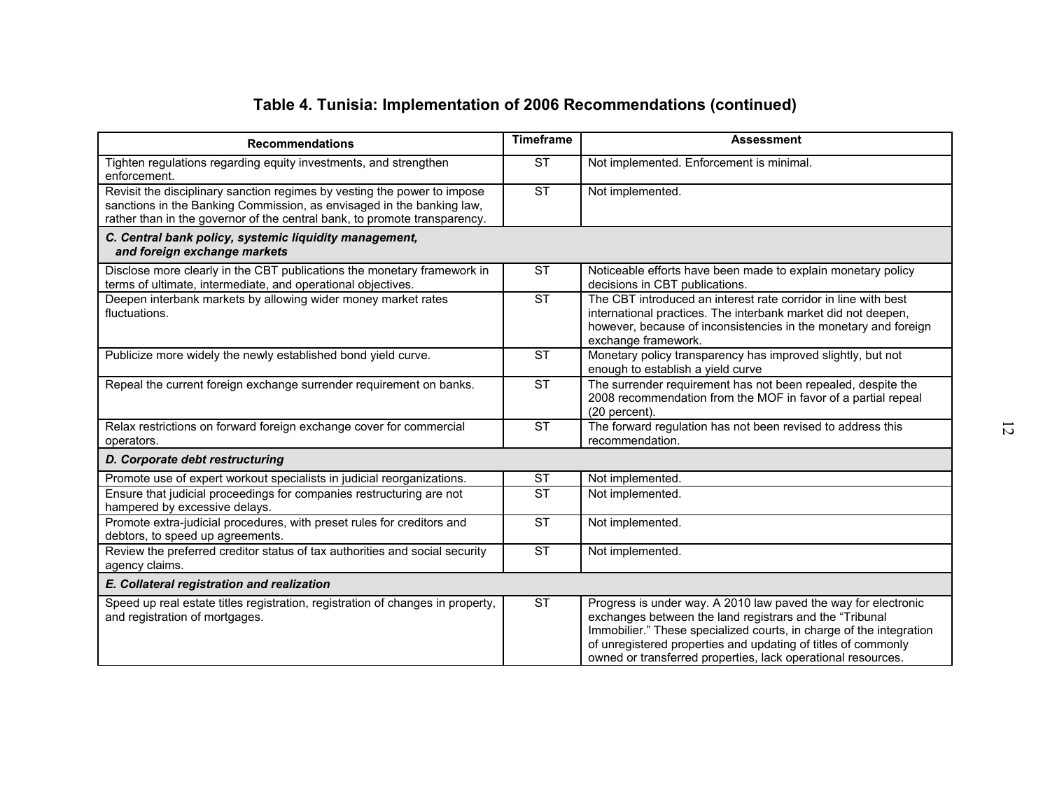## Table 4. Tunisia: Implementation of 2006 Recommendations (continued)

| Recommendations | Timeframe | Assessment |
|---|---|---|
| Tighten regulations regarding equity investments, and strengthen enforcement. | ST | Not implemented. Enforcement is minimal. |
| Revisit the disciplinary sanction regimes by vesting the power to impose sanctions in the Banking Commission, as envisaged in the banking law, rather than in the governor of the central bank, to promote transparency. | ST | Not implemented. |
| ***C. Central bank policy, systemic liquidity management, and foreign exchange markets*** | | |
| Disclose more clearly in the CBT publications the monetary framework in terms of ultimate, intermediate, and operational objectives. | ST | Noticeable efforts have been made to explain monetary policy decisions in CBT publications. |
| Deepen interbank markets by allowing wider money market rates fluctuations. | ST | The CBT introduced an interest rate corridor in line with best international practices. The interbank market did not deepen, however, because of inconsistencies in the monetary and foreign exchange framework. |
| Publicize more widely the newly established bond yield curve. | ST | Monetary policy transparency has improved slightly, but not enough to establish a yield curve |
| Repeal the current foreign exchange surrender requirement on banks. | ST | The surrender requirement has not been repealed, despite the 2008 recommendation from the MOF in favor of a partial repeal (20 percent). |
| Relax restrictions on forward foreign exchange cover for commercial operators. | ST | The forward regulation has not been revised to address this recommendation. |
| ***D. Corporate debt restructuring*** | | |
| Promote use of expert workout specialists in judicial reorganizations. | ST | Not implemented. |
| Ensure that judicial proceedings for companies restructuring are not hampered by excessive delays. | ST | Not implemented. |
| Promote extra-judicial procedures, with preset rules for creditors and debtors, to speed up agreements. | ST | Not implemented. |
| Review the preferred creditor status of tax authorities and social security agency claims. | ST | Not implemented. |
| ***E. Collateral registration and realization*** | | |
| Speed up real estate titles registration, registration of changes in property, and registration of mortgages. | ST | Progress is under way. A 2010 law paved the way for electronic exchanges between the land registrars and the "Tribunal Immobilier." These specialized courts, in charge of the integration of unregistered properties and updating of titles of commonly owned or transferred properties, lack operational resources. |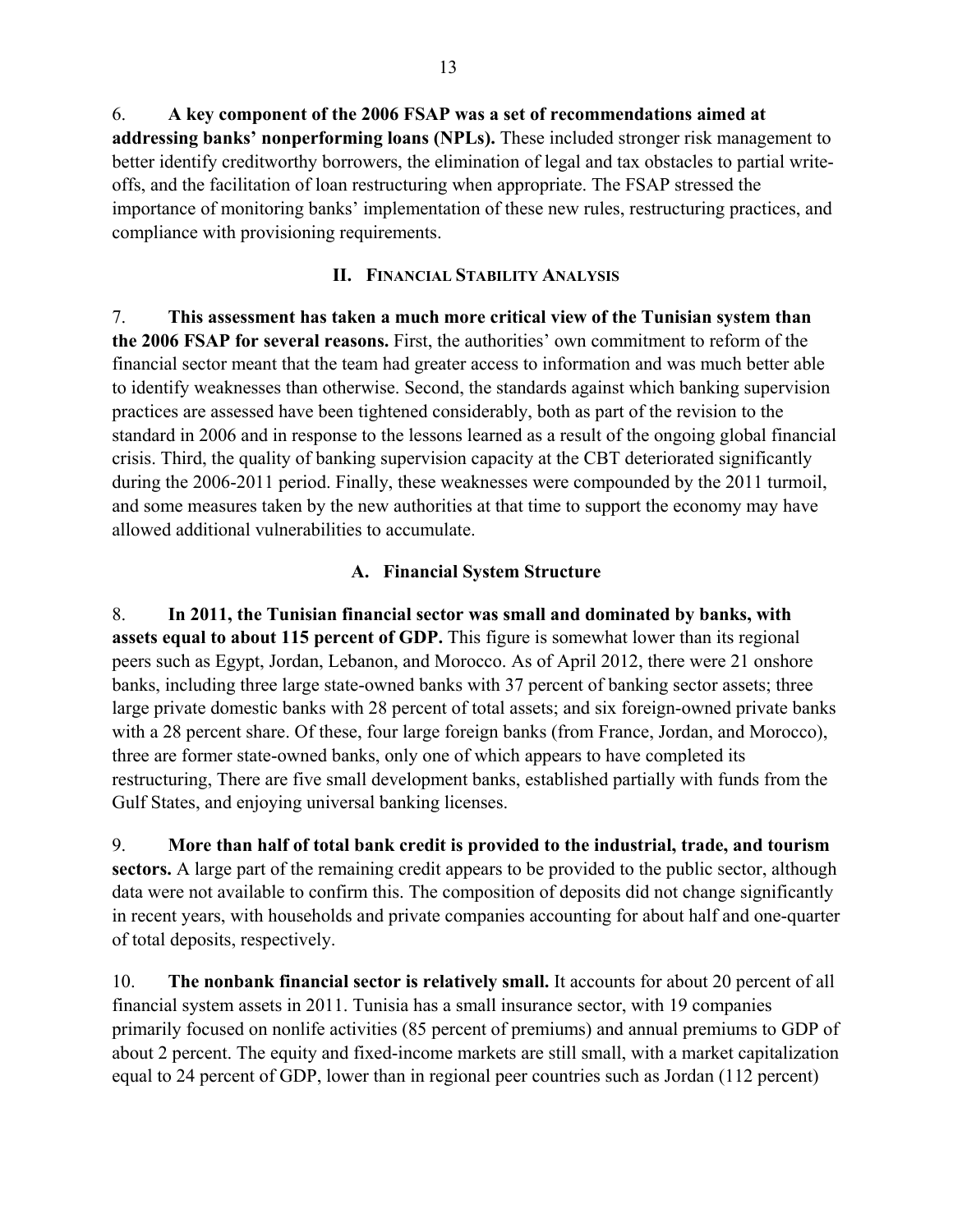6. **A key component of the 2006 FSAP was a set of recommendations aimed at addressing banks' nonperforming loans (NPLs).** These included stronger risk management to better identify creditworthy borrowers, the elimination of legal and tax obstacles to partial write-offs, and the facilitation of loan restructuring when appropriate. The FSAP stressed the importance of monitoring banks' implementation of these new rules, restructuring practices, and compliance with provisioning requirements.

## II. Financial Stability Analysis

7. **This assessment has taken a much more critical view of the Tunisian system than the 2006 FSAP for several reasons.** First, the authorities' own commitment to reform of the financial sector meant that the team had greater access to information and was much better able to identify weaknesses than otherwise. Second, the standards against which banking supervision practices are assessed have been tightened considerably, both as part of the revision to the standard in 2006 and in response to the lessons learned as a result of the ongoing global financial crisis. Third, the quality of banking supervision capacity at the CBT deteriorated significantly during the 2006-2011 period. Finally, these weaknesses were compounded by the 2011 turmoil, and some measures taken by the new authorities at that time to support the economy may have allowed additional vulnerabilities to accumulate.

### A. Financial System Structure

8. **In 2011, the Tunisian financial sector was small and dominated by banks, with assets equal to about 115 percent of GDP.** This figure is somewhat lower than its regional peers such as Egypt, Jordan, Lebanon, and Morocco. As of April 2012, there were 21 onshore banks, including three large state-owned banks with 37 percent of banking sector assets; three large private domestic banks with 28 percent of total assets; and six foreign-owned private banks with a 28 percent share. Of these, four large foreign banks (from France, Jordan, and Morocco), three are former state-owned banks, only one of which appears to have completed its restructuring, There are five small development banks, established partially with funds from the Gulf States, and enjoying universal banking licenses.

9. **More than half of total bank credit is provided to the industrial, trade, and tourism sectors.** A large part of the remaining credit appears to be provided to the public sector, although data were not available to confirm this. The composition of deposits did not change significantly in recent years, with households and private companies accounting for about half and one-quarter of total deposits, respectively.

10. **The nonbank financial sector is relatively small.** It accounts for about 20 percent of all financial system assets in 2011. Tunisia has a small insurance sector, with 19 companies primarily focused on nonlife activities (85 percent of premiums) and annual premiums to GDP of about 2 percent. The equity and fixed-income markets are still small, with a market capitalization equal to 24 percent of GDP, lower than in regional peer countries such as Jordan (112 percent)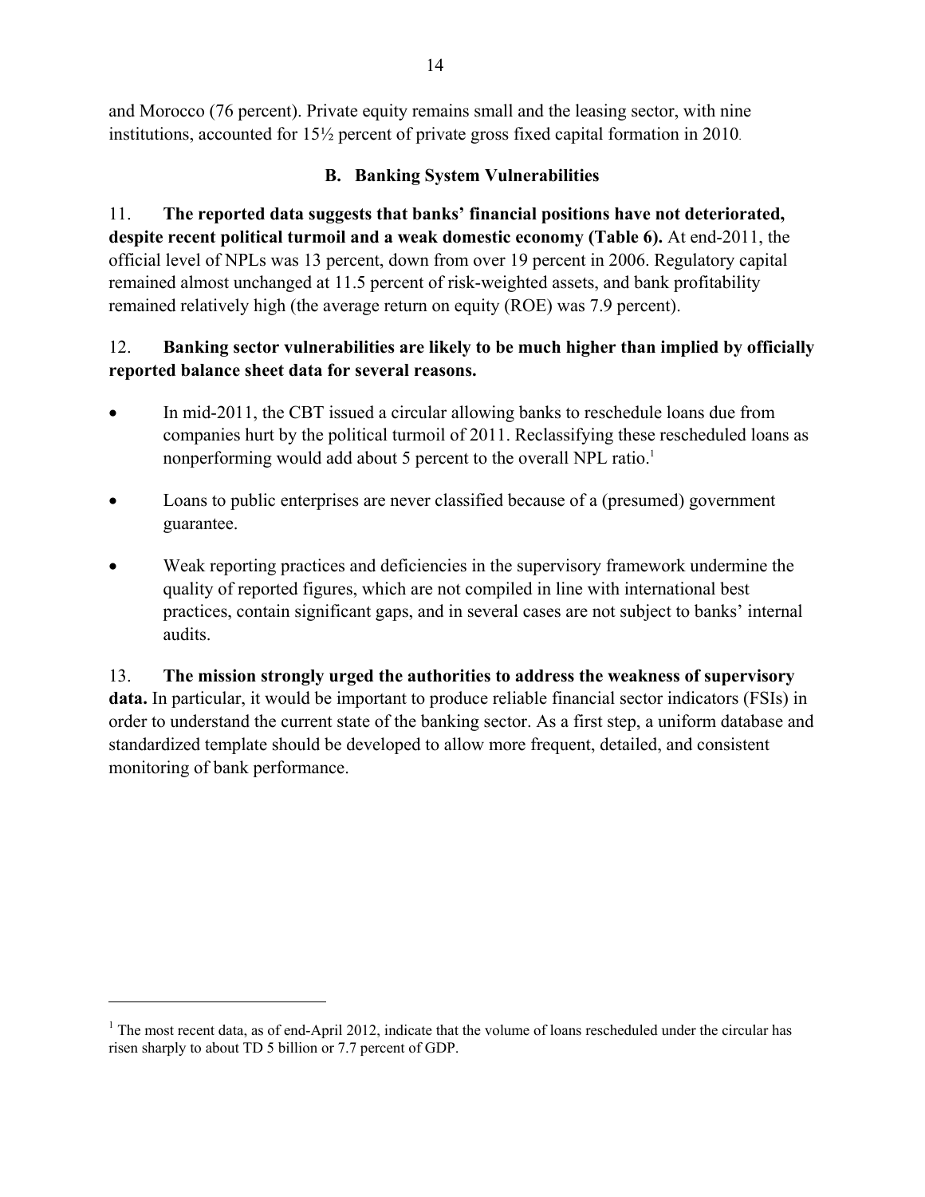and Morocco (76 percent). Private equity remains small and the leasing sector, with nine institutions, accounted for 15½ percent of private gross fixed capital formation in 2010.

### B. Banking System Vulnerabilities

11. **The reported data suggests that banks' financial positions have not deteriorated, despite recent political turmoil and a weak domestic economy (Table 6).** At end-2011, the official level of NPLs was 13 percent, down from over 19 percent in 2006. Regulatory capital remained almost unchanged at 11.5 percent of risk-weighted assets, and bank profitability remained relatively high (the average return on equity (ROE) was 7.9 percent).

12. **Banking sector vulnerabilities are likely to be much higher than implied by officially reported balance sheet data for several reasons.**

- In mid-2011, the CBT issued a circular allowing banks to reschedule loans due from companies hurt by the political turmoil of 2011. Reclassifying these rescheduled loans as nonperforming would add about 5 percent to the overall NPL ratio.[1]
- Loans to public enterprises are never classified because of a (presumed) government guarantee.
- Weak reporting practices and deficiencies in the supervisory framework undermine the quality of reported figures, which are not compiled in line with international best practices, contain significant gaps, and in several cases are not subject to banks' internal audits.

13. **The mission strongly urged the authorities to address the weakness of supervisory data.** In particular, it would be important to produce reliable financial sector indicators (FSIs) in order to understand the current state of the banking sector. As a first step, a uniform database and standardized template should be developed to allow more frequent, detailed, and consistent monitoring of bank performance.

---

[1] The most recent data, as of end-April 2012, indicate that the volume of loans rescheduled under the circular has risen sharply to about TD 5 billion or 7.7 percent of GDP.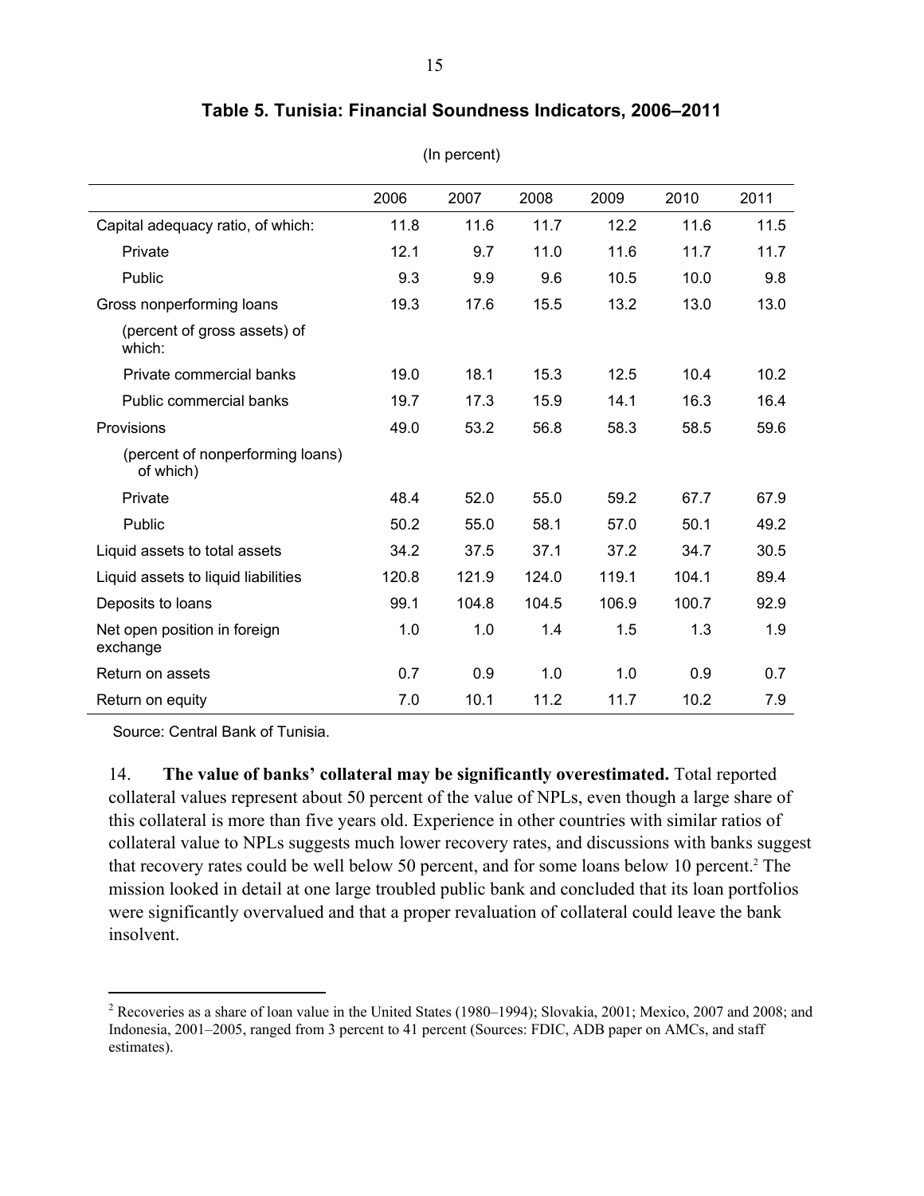**Table 5. Tunisia: Financial Soundness Indicators, 2006–2011**

(In percent)

| | 2006 | 2007 | 2008 | 2009 | 2010 | 2011 |
|---|---|---|---|---|---|---|
| Capital adequacy ratio, of which: | 11.8 | 11.6 | 11.7 | 12.2 | 11.6 | 11.5 |
| Private | 12.1 | 9.7 | 11.0 | 11.6 | 11.7 | 11.7 |
| Public | 9.3 | 9.9 | 9.6 | 10.5 | 10.0 | 9.8 |
| Gross nonperforming loans | 19.3 | 17.6 | 15.5 | 13.2 | 13.0 | 13.0 |
| (percent of gross assets) of which: | | | | | | |
| Private commercial banks | 19.0 | 18.1 | 15.3 | 12.5 | 10.4 | 10.2 |
| Public commercial banks | 19.7 | 17.3 | 15.9 | 14.1 | 16.3 | 16.4 |
| Provisions | 49.0 | 53.2 | 56.8 | 58.3 | 58.5 | 59.6 |
| (percent of nonperforming loans) of which) | | | | | | |
| Private | 48.4 | 52.0 | 55.0 | 59.2 | 67.7 | 67.9 |
| Public | 50.2 | 55.0 | 58.1 | 57.0 | 50.1 | 49.2 |
| Liquid assets to total assets | 34.2 | 37.5 | 37.1 | 37.2 | 34.7 | 30.5 |
| Liquid assets to liquid liabilities | 120.8 | 121.9 | 124.0 | 119.1 | 104.1 | 89.4 |
| Deposits to loans | 99.1 | 104.8 | 104.5 | 106.9 | 100.7 | 92.9 |
| Net open position in foreign exchange | 1.0 | 1.0 | 1.4 | 1.5 | 1.3 | 1.9 |
| Return on assets | 0.7 | 0.9 | 1.0 | 1.0 | 0.9 | 0.7 |
| Return on equity | 7.0 | 10.1 | 11.2 | 11.7 | 10.2 | 7.9 |

Source: Central Bank of Tunisia.

14. **The value of banks' collateral may be significantly overestimated.** Total reported collateral values represent about 50 percent of the value of NPLs, even though a large share of this collateral is more than five years old. Experience in other countries with similar ratios of collateral value to NPLs suggests much lower recovery rates, and discussions with banks suggest that recovery rates could be well below 50 percent, and for some loans below 10 percent.[2] The mission looked in detail at one large troubled public bank and concluded that its loan portfolios were significantly overvalued and that a proper revaluation of collateral could leave the bank insolvent.

[2] Recoveries as a share of loan value in the United States (1980–1994); Slovakia, 2001; Mexico, 2007 and 2008; and Indonesia, 2001–2005, ranged from 3 percent to 41 percent (Sources: FDIC, ADB paper on AMCs, and staff estimates).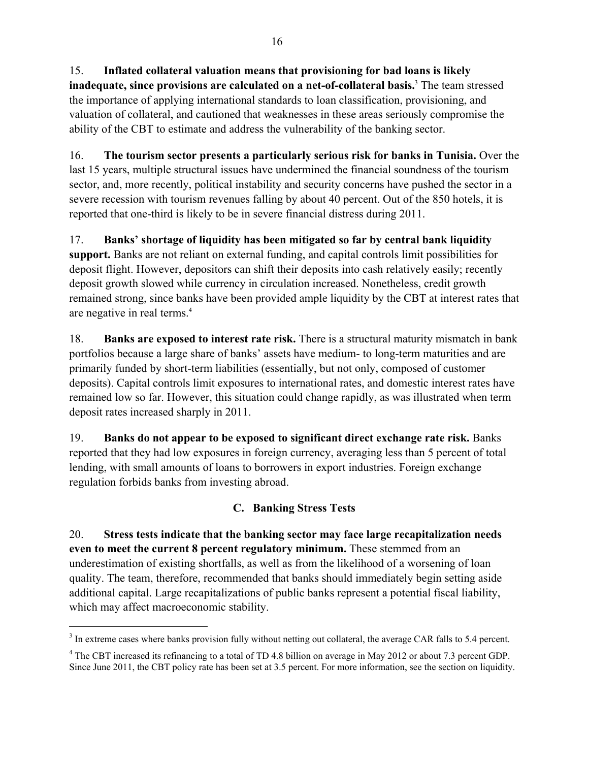15. **Inflated collateral valuation means that provisioning for bad loans is likely inadequate, since provisions are calculated on a net-of-collateral basis.**[3] The team stressed the importance of applying international standards to loan classification, provisioning, and valuation of collateral, and cautioned that weaknesses in these areas seriously compromise the ability of the CBT to estimate and address the vulnerability of the banking sector.

16. **The tourism sector presents a particularly serious risk for banks in Tunisia.** Over the last 15 years, multiple structural issues have undermined the financial soundness of the tourism sector, and, more recently, political instability and security concerns have pushed the sector in a severe recession with tourism revenues falling by about 40 percent. Out of the 850 hotels, it is reported that one-third is likely to be in severe financial distress during 2011.

17. **Banks' shortage of liquidity has been mitigated so far by central bank liquidity support.** Banks are not reliant on external funding, and capital controls limit possibilities for deposit flight. However, depositors can shift their deposits into cash relatively easily; recently deposit growth slowed while currency in circulation increased. Nonetheless, credit growth remained strong, since banks have been provided ample liquidity by the CBT at interest rates that are negative in real terms.[4]

18. **Banks are exposed to interest rate risk.** There is a structural maturity mismatch in bank portfolios because a large share of banks' assets have medium- to long-term maturities and are primarily funded by short-term liabilities (essentially, but not only, composed of customer deposits). Capital controls limit exposures to international rates, and domestic interest rates have remained low so far. However, this situation could change rapidly, as was illustrated when term deposit rates increased sharply in 2011.

19. **Banks do not appear to be exposed to significant direct exchange rate risk.** Banks reported that they had low exposures in foreign currency, averaging less than 5 percent of total lending, with small amounts of loans to borrowers in export industries. Foreign exchange regulation forbids banks from investing abroad.

## C. Banking Stress Tests

20. **Stress tests indicate that the banking sector may face large recapitalization needs even to meet the current 8 percent regulatory minimum.** These stemmed from an underestimation of existing shortfalls, as well as from the likelihood of a worsening of loan quality. The team, therefore, recommended that banks should immediately begin setting aside additional capital. Large recapitalizations of public banks represent a potential fiscal liability, which may affect macroeconomic stability.

---

[3] In extreme cases where banks provision fully without netting out collateral, the average CAR falls to 5.4 percent.

[4] The CBT increased its refinancing to a total of TD 4.8 billion on average in May 2012 or about 7.3 percent GDP. Since June 2011, the CBT policy rate has been set at 3.5 percent. For more information, see the section on liquidity.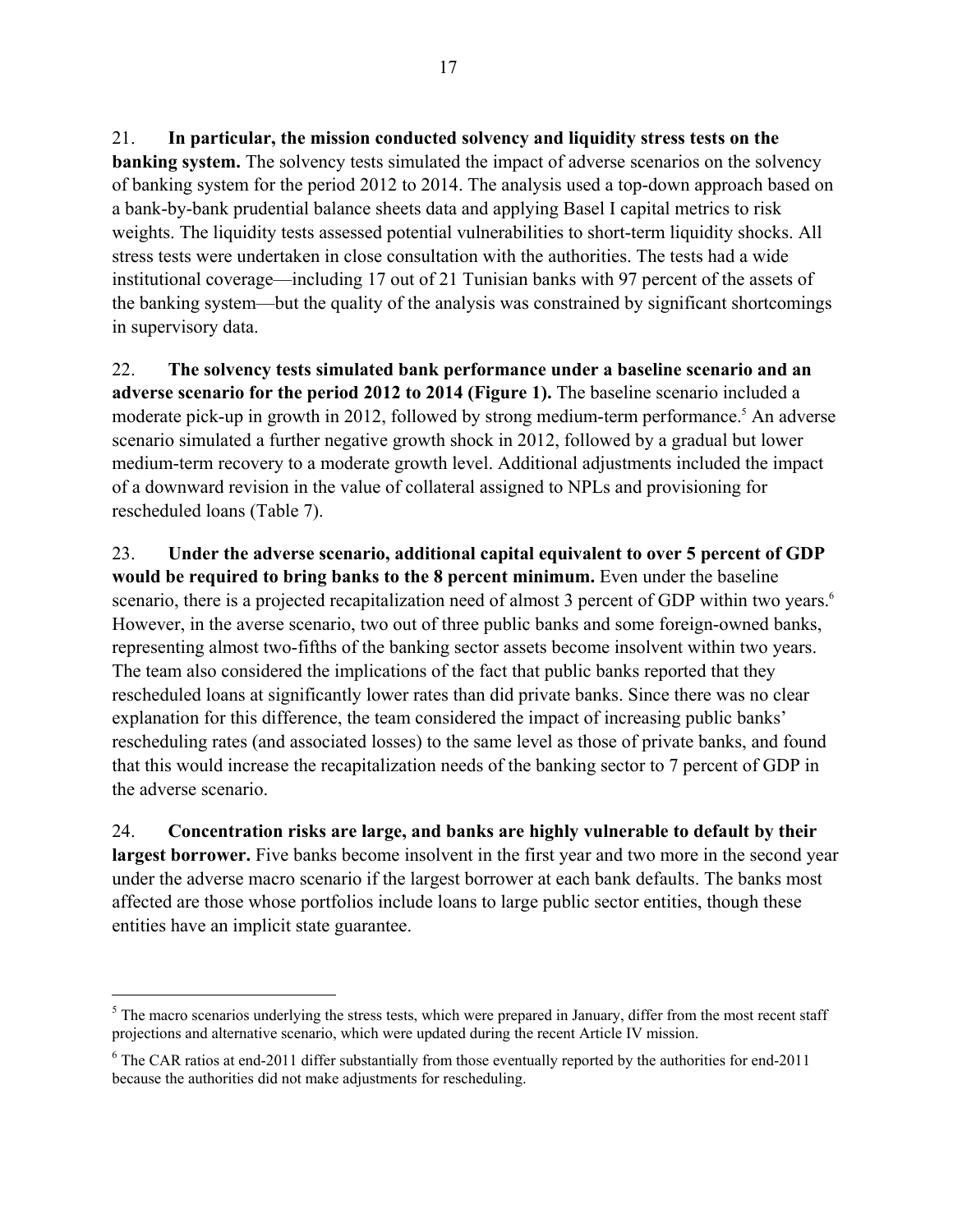21. **In particular, the mission conducted solvency and liquidity stress tests on the banking system.** The solvency tests simulated the impact of adverse scenarios on the solvency of banking system for the period 2012 to 2014. The analysis used a top-down approach based on a bank-by-bank prudential balance sheets data and applying Basel I capital metrics to risk weights. The liquidity tests assessed potential vulnerabilities to short-term liquidity shocks. All stress tests were undertaken in close consultation with the authorities. The tests had a wide institutional coverage—including 17 out of 21 Tunisian banks with 97 percent of the assets of the banking system—but the quality of the analysis was constrained by significant shortcomings in supervisory data.

22. **The solvency tests simulated bank performance under a baseline scenario and an adverse scenario for the period 2012 to 2014 (Figure 1).** The baseline scenario included a moderate pick-up in growth in 2012, followed by strong medium-term performance.[5] An adverse scenario simulated a further negative growth shock in 2012, followed by a gradual but lower medium-term recovery to a moderate growth level. Additional adjustments included the impact of a downward revision in the value of collateral assigned to NPLs and provisioning for rescheduled loans (Table 7).

23. **Under the adverse scenario, additional capital equivalent to over 5 percent of GDP would be required to bring banks to the 8 percent minimum.** Even under the baseline scenario, there is a projected recapitalization need of almost 3 percent of GDP within two years.[6] However, in the averse scenario, two out of three public banks and some foreign-owned banks, representing almost two-fifths of the banking sector assets become insolvent within two years. The team also considered the implications of the fact that public banks reported that they rescheduled loans at significantly lower rates than did private banks. Since there was no clear explanation for this difference, the team considered the impact of increasing public banks' rescheduling rates (and associated losses) to the same level as those of private banks, and found that this would increase the recapitalization needs of the banking sector to 7 percent of GDP in the adverse scenario.

24. **Concentration risks are large, and banks are highly vulnerable to default by their largest borrower.** Five banks become insolvent in the first year and two more in the second year under the adverse macro scenario if the largest borrower at each bank defaults. The banks most affected are those whose portfolios include loans to large public sector entities, though these entities have an implicit state guarantee.

---

[5] The macro scenarios underlying the stress tests, which were prepared in January, differ from the most recent staff projections and alternative scenario, which were updated during the recent Article IV mission.

[6] The CAR ratios at end-2011 differ substantially from those eventually reported by the authorities for end-2011 because the authorities did not make adjustments for rescheduling.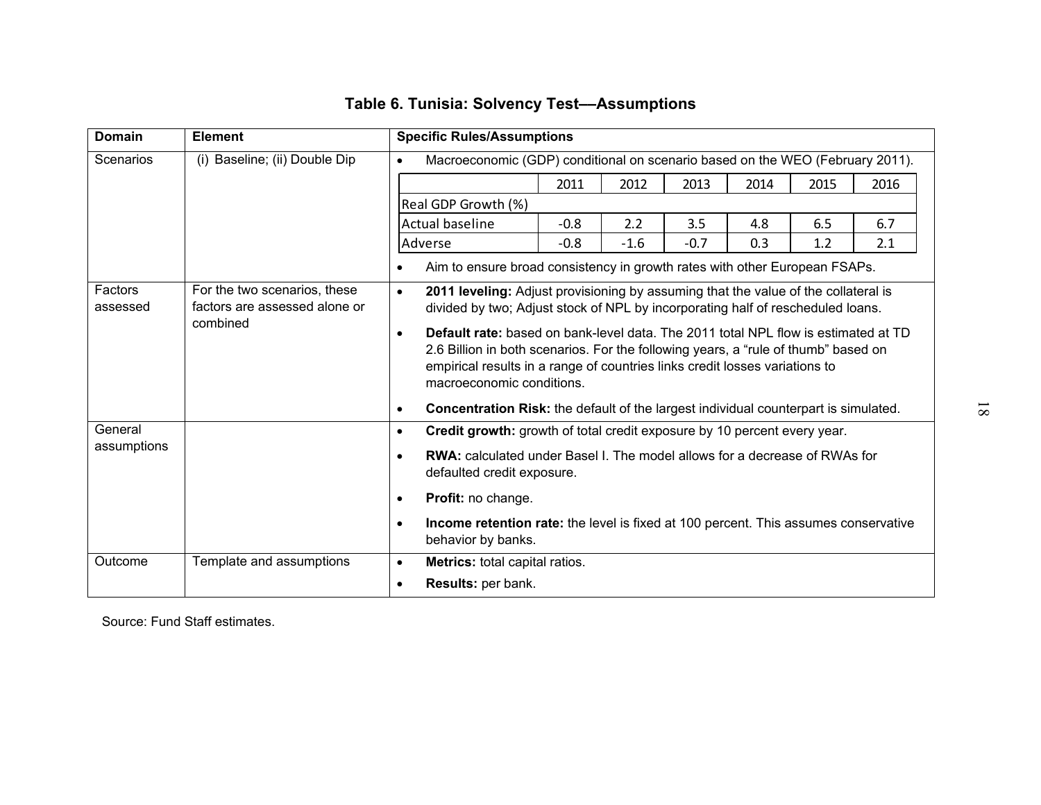## Table 6. Tunisia: Solvency Test—Assumptions

| Domain | Element | Specific Rules/Assumptions |
|---|---|---|
| Scenarios | (i) Baseline; (ii) Double Dip | • Macroeconomic (GDP) conditional on scenario based on the WEO (February 2011).<br><br>Real GDP Growth (%): 2011 / 2012 / 2013 / 2014 / 2015 / 2016<br>Actual baseline: -0.8 / 2.2 / 3.5 / 4.8 / 6.5 / 6.7<br>Adverse: -0.8 / -1.6 / -0.7 / 0.3 / 1.2 / 2.1<br><br>• Aim to ensure broad consistency in growth rates with other European FSAPs. |
| Factors assessed | For the two scenarios, these factors are assessed alone or combined | • **2011 leveling:** Adjust provisioning by assuming that the value of the collateral is divided by two; Adjust stock of NPL by incorporating half of rescheduled loans.<br>• **Default rate:** based on bank-level data. The 2011 total NPL flow is estimated at TD 2.6 Billion in both scenarios. For the following years, a "rule of thumb" based on empirical results in a range of countries links credit losses variations to macroeconomic conditions.<br>• **Concentration Risk:** the default of the largest individual counterpart is simulated. |
| General assumptions | | • **Credit growth:** growth of total credit exposure by 10 percent every year.<br>• **RWA:** calculated under Basel I. The model allows for a decrease of RWAs for defaulted credit exposure.<br>• **Profit:** no change.<br>• **Income retention rate:** the level is fixed at 100 percent. This assumes conservative behavior by banks. |
| Outcome | Template and assumptions | • **Metrics:** total capital ratios.<br>• **Results:** per bank. |

| Real GDP Growth (%) | 2011 | 2012 | 2013 | 2014 | 2015 | 2016 |
|---|---|---|---|---|---|---|
| Actual baseline | -0.8 | 2.2 | 3.5 | 4.8 | 6.5 | 6.7 |
| Adverse | -0.8 | -1.6 | -0.7 | 0.3 | 1.2 | 2.1 |

Source: Fund Staff estimates.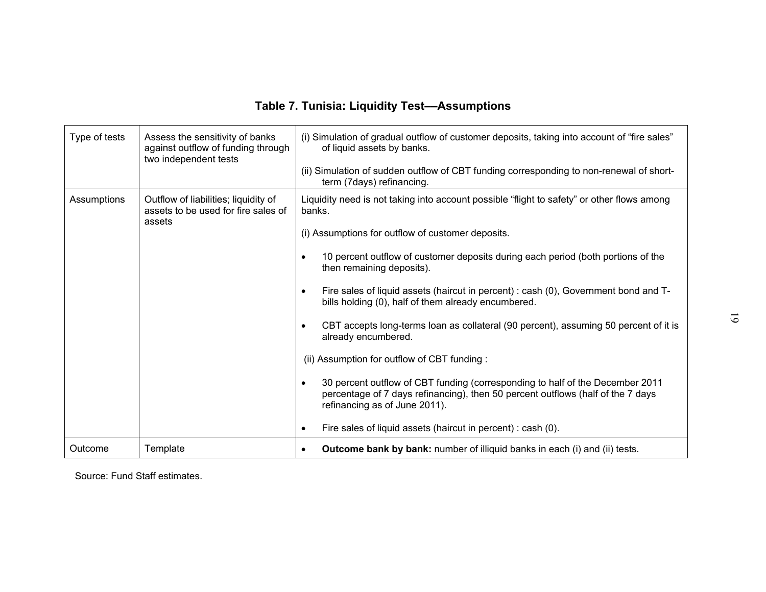## Table 7. Tunisia: Liquidity Test—Assumptions

| | | |
|---|---|---|
| Type of tests | Assess the sensitivity of banks against outflow of funding through two independent tests | (i) Simulation of gradual outflow of customer deposits, taking into account of "fire sales" of liquid assets by banks.<br><br>(ii) Simulation of sudden outflow of CBT funding corresponding to non-renewal of short-term (7days) refinancing. |
| Assumptions | Outflow of liabilities; liquidity of assets to be used for fire sales of assets | Liquidity need is not taking into account possible "flight to safety" or other flows among banks.<br><br>(i) Assumptions for outflow of customer deposits.<br><br>• 10 percent outflow of customer deposits during each period (both portions of the then remaining deposits).<br><br>• Fire sales of liquid assets (haircut in percent) : cash (0), Government bond and T-bills holding (0), half of them already encumbered.<br><br>• CBT accepts long-terms loan as collateral (90 percent), assuming 50 percent of it is already encumbered.<br><br>(ii) Assumption for outflow of CBT funding :<br><br>• 30 percent outflow of CBT funding (corresponding to half of the December 2011 percentage of 7 days refinancing), then 50 percent outflows (half of the 7 days refinancing as of June 2011).<br><br>• Fire sales of liquid assets (haircut in percent) : cash (0). |
| Outcome | Template | • **Outcome bank by bank:** number of illiquid banks in each (i) and (ii) tests. |

Source: Fund Staff estimates.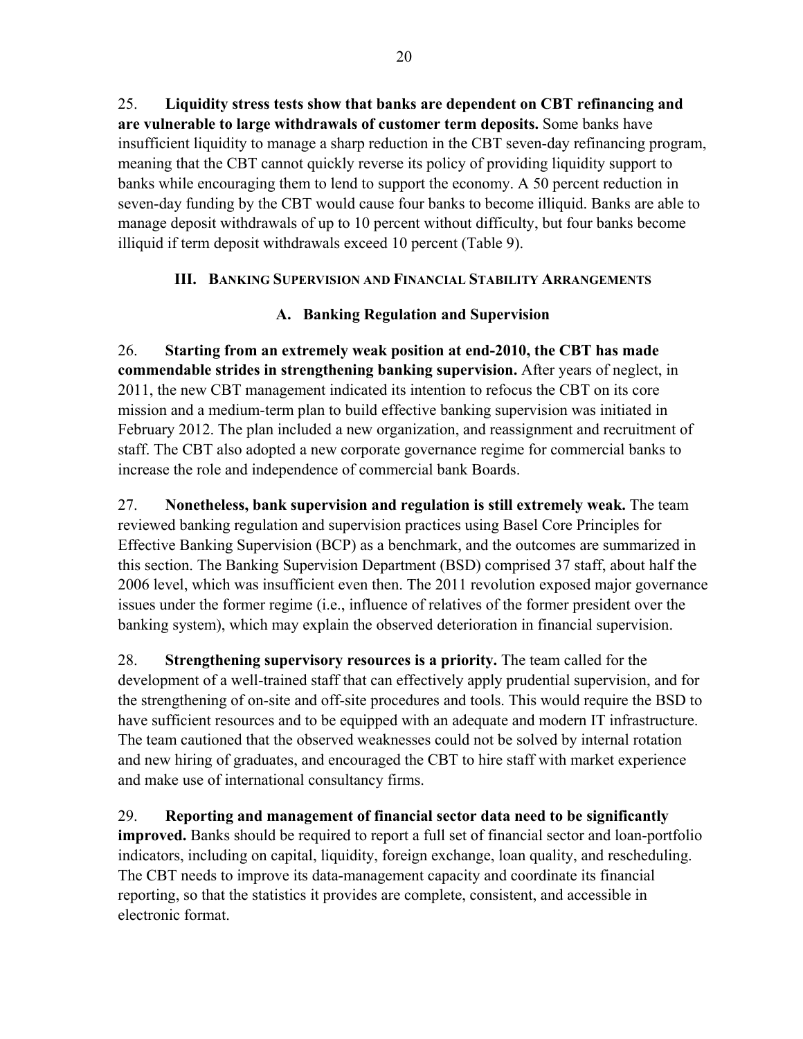25. **Liquidity stress tests show that banks are dependent on CBT refinancing and are vulnerable to large withdrawals of customer term deposits.** Some banks have insufficient liquidity to manage a sharp reduction in the CBT seven-day refinancing program, meaning that the CBT cannot quickly reverse its policy of providing liquidity support to banks while encouraging them to lend to support the economy. A 50 percent reduction in seven-day funding by the CBT would cause four banks to become illiquid. Banks are able to manage deposit withdrawals of up to 10 percent without difficulty, but four banks become illiquid if term deposit withdrawals exceed 10 percent (Table 9).

## III. Banking Supervision and Financial Stability Arrangements

### A. Banking Regulation and Supervision

26. **Starting from an extremely weak position at end-2010, the CBT has made commendable strides in strengthening banking supervision.** After years of neglect, in 2011, the new CBT management indicated its intention to refocus the CBT on its core mission and a medium-term plan to build effective banking supervision was initiated in February 2012. The plan included a new organization, and reassignment and recruitment of staff. The CBT also adopted a new corporate governance regime for commercial banks to increase the role and independence of commercial bank Boards.

27. **Nonetheless, bank supervision and regulation is still extremely weak.** The team reviewed banking regulation and supervision practices using Basel Core Principles for Effective Banking Supervision (BCP) as a benchmark, and the outcomes are summarized in this section. The Banking Supervision Department (BSD) comprised 37 staff, about half the 2006 level, which was insufficient even then. The 2011 revolution exposed major governance issues under the former regime (i.e., influence of relatives of the former president over the banking system), which may explain the observed deterioration in financial supervision.

28. **Strengthening supervisory resources is a priority.** The team called for the development of a well-trained staff that can effectively apply prudential supervision, and for the strengthening of on-site and off-site procedures and tools. This would require the BSD to have sufficient resources and to be equipped with an adequate and modern IT infrastructure. The team cautioned that the observed weaknesses could not be solved by internal rotation and new hiring of graduates, and encouraged the CBT to hire staff with market experience and make use of international consultancy firms.

29. **Reporting and management of financial sector data need to be significantly improved.** Banks should be required to report a full set of financial sector and loan-portfolio indicators, including on capital, liquidity, foreign exchange, loan quality, and rescheduling. The CBT needs to improve its data-management capacity and coordinate its financial reporting, so that the statistics it provides are complete, consistent, and accessible in electronic format.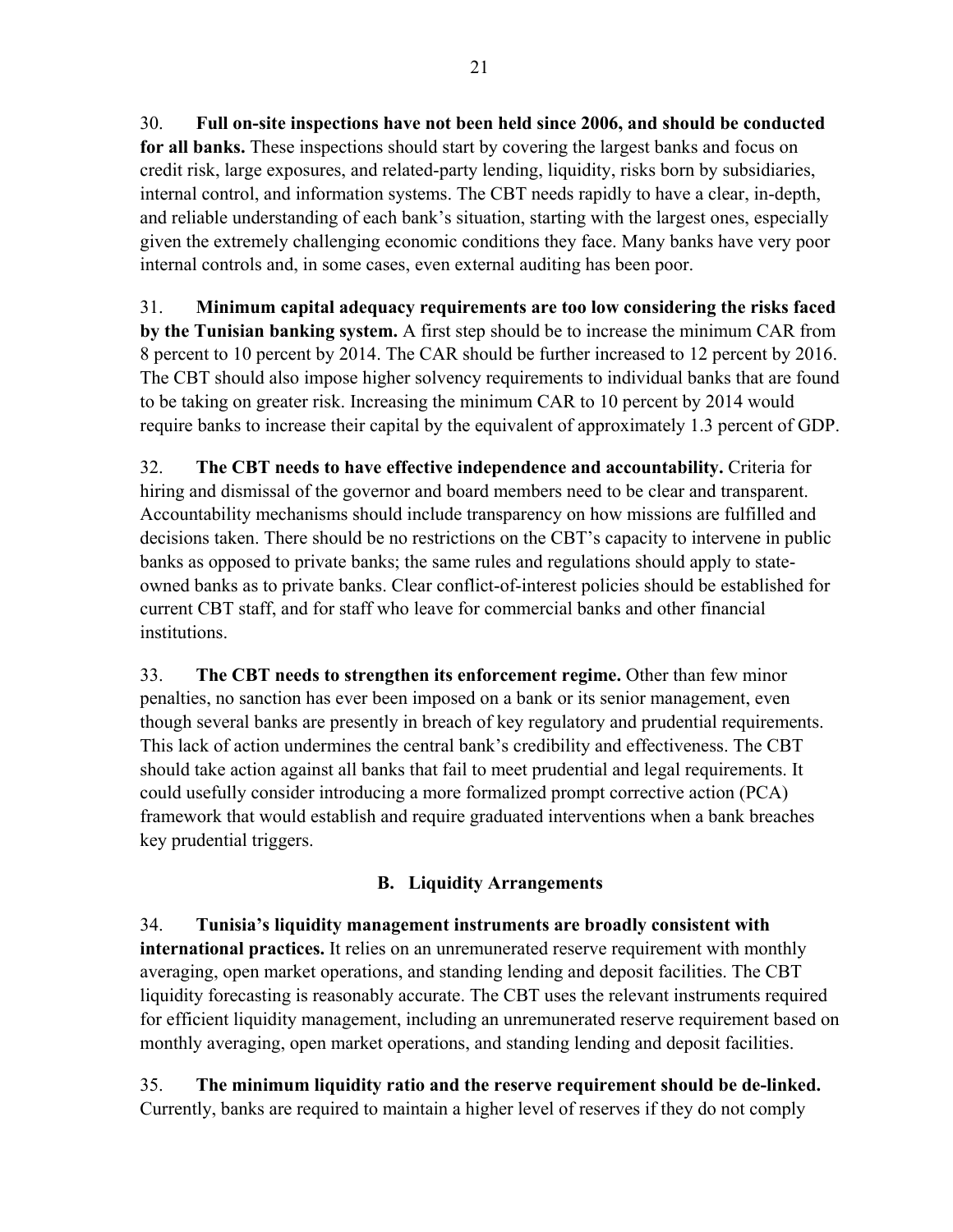30. **Full on-site inspections have not been held since 2006, and should be conducted for all banks.** These inspections should start by covering the largest banks and focus on credit risk, large exposures, and related-party lending, liquidity, risks born by subsidiaries, internal control, and information systems. The CBT needs rapidly to have a clear, in-depth, and reliable understanding of each bank's situation, starting with the largest ones, especially given the extremely challenging economic conditions they face. Many banks have very poor internal controls and, in some cases, even external auditing has been poor.

31. **Minimum capital adequacy requirements are too low considering the risks faced by the Tunisian banking system.** A first step should be to increase the minimum CAR from 8 percent to 10 percent by 2014. The CAR should be further increased to 12 percent by 2016. The CBT should also impose higher solvency requirements to individual banks that are found to be taking on greater risk. Increasing the minimum CAR to 10 percent by 2014 would require banks to increase their capital by the equivalent of approximately 1.3 percent of GDP.

32. **The CBT needs to have effective independence and accountability.** Criteria for hiring and dismissal of the governor and board members need to be clear and transparent. Accountability mechanisms should include transparency on how missions are fulfilled and decisions taken. There should be no restrictions on the CBT's capacity to intervene in public banks as opposed to private banks; the same rules and regulations should apply to state-owned banks as to private banks. Clear conflict-of-interest policies should be established for current CBT staff, and for staff who leave for commercial banks and other financial institutions.

33. **The CBT needs to strengthen its enforcement regime.** Other than few minor penalties, no sanction has ever been imposed on a bank or its senior management, even though several banks are presently in breach of key regulatory and prudential requirements. This lack of action undermines the central bank's credibility and effectiveness. The CBT should take action against all banks that fail to meet prudential and legal requirements. It could usefully consider introducing a more formalized prompt corrective action (PCA) framework that would establish and require graduated interventions when a bank breaches key prudential triggers.

## B. Liquidity Arrangements

34. **Tunisia's liquidity management instruments are broadly consistent with international practices.** It relies on an unremunerated reserve requirement with monthly averaging, open market operations, and standing lending and deposit facilities. The CBT liquidity forecasting is reasonably accurate. The CBT uses the relevant instruments required for efficient liquidity management, including an unremunerated reserve requirement based on monthly averaging, open market operations, and standing lending and deposit facilities.

35. **The minimum liquidity ratio and the reserve requirement should be de-linked.** Currently, banks are required to maintain a higher level of reserves if they do not comply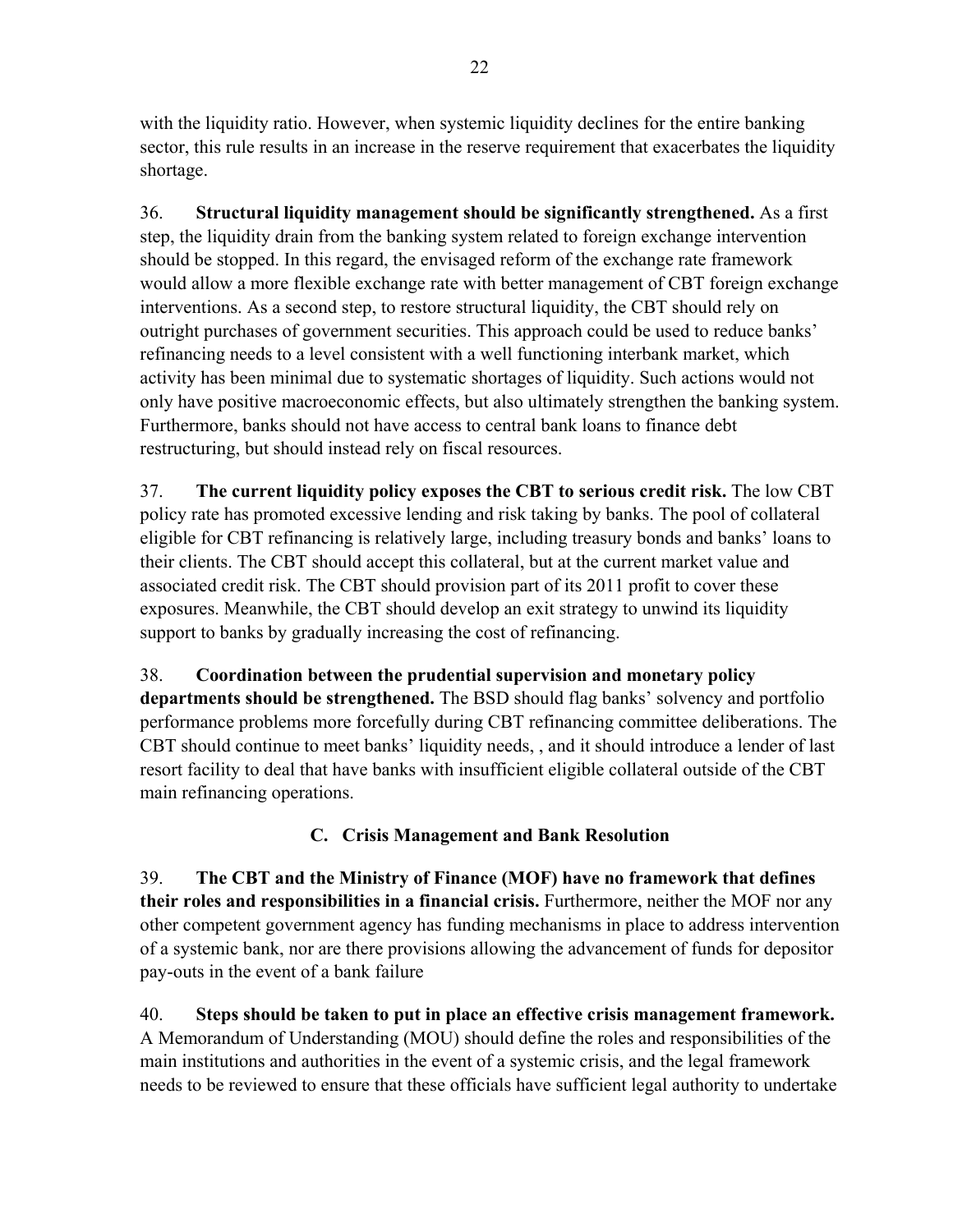with the liquidity ratio. However, when systemic liquidity declines for the entire banking sector, this rule results in an increase in the reserve requirement that exacerbates the liquidity shortage.

36. **Structural liquidity management should be significantly strengthened.** As a first step, the liquidity drain from the banking system related to foreign exchange intervention should be stopped. In this regard, the envisaged reform of the exchange rate framework would allow a more flexible exchange rate with better management of CBT foreign exchange interventions. As a second step, to restore structural liquidity, the CBT should rely on outright purchases of government securities. This approach could be used to reduce banks' refinancing needs to a level consistent with a well functioning interbank market, which activity has been minimal due to systematic shortages of liquidity. Such actions would not only have positive macroeconomic effects, but also ultimately strengthen the banking system. Furthermore, banks should not have access to central bank loans to finance debt restructuring, but should instead rely on fiscal resources.

37. **The current liquidity policy exposes the CBT to serious credit risk.** The low CBT policy rate has promoted excessive lending and risk taking by banks. The pool of collateral eligible for CBT refinancing is relatively large, including treasury bonds and banks' loans to their clients. The CBT should accept this collateral, but at the current market value and associated credit risk. The CBT should provision part of its 2011 profit to cover these exposures. Meanwhile, the CBT should develop an exit strategy to unwind its liquidity support to banks by gradually increasing the cost of refinancing.

38. **Coordination between the prudential supervision and monetary policy departments should be strengthened.** The BSD should flag banks' solvency and portfolio performance problems more forcefully during CBT refinancing committee deliberations. The CBT should continue to meet banks' liquidity needs, , and it should introduce a lender of last resort facility to deal that have banks with insufficient eligible collateral outside of the CBT main refinancing operations.

## C. Crisis Management and Bank Resolution

39. **The CBT and the Ministry of Finance (MOF) have no framework that defines their roles and responsibilities in a financial crisis.** Furthermore, neither the MOF nor any other competent government agency has funding mechanisms in place to address intervention of a systemic bank, nor are there provisions allowing the advancement of funds for depositor pay-outs in the event of a bank failure

40. **Steps should be taken to put in place an effective crisis management framework.** A Memorandum of Understanding (MOU) should define the roles and responsibilities of the main institutions and authorities in the event of a systemic crisis, and the legal framework needs to be reviewed to ensure that these officials have sufficient legal authority to undertake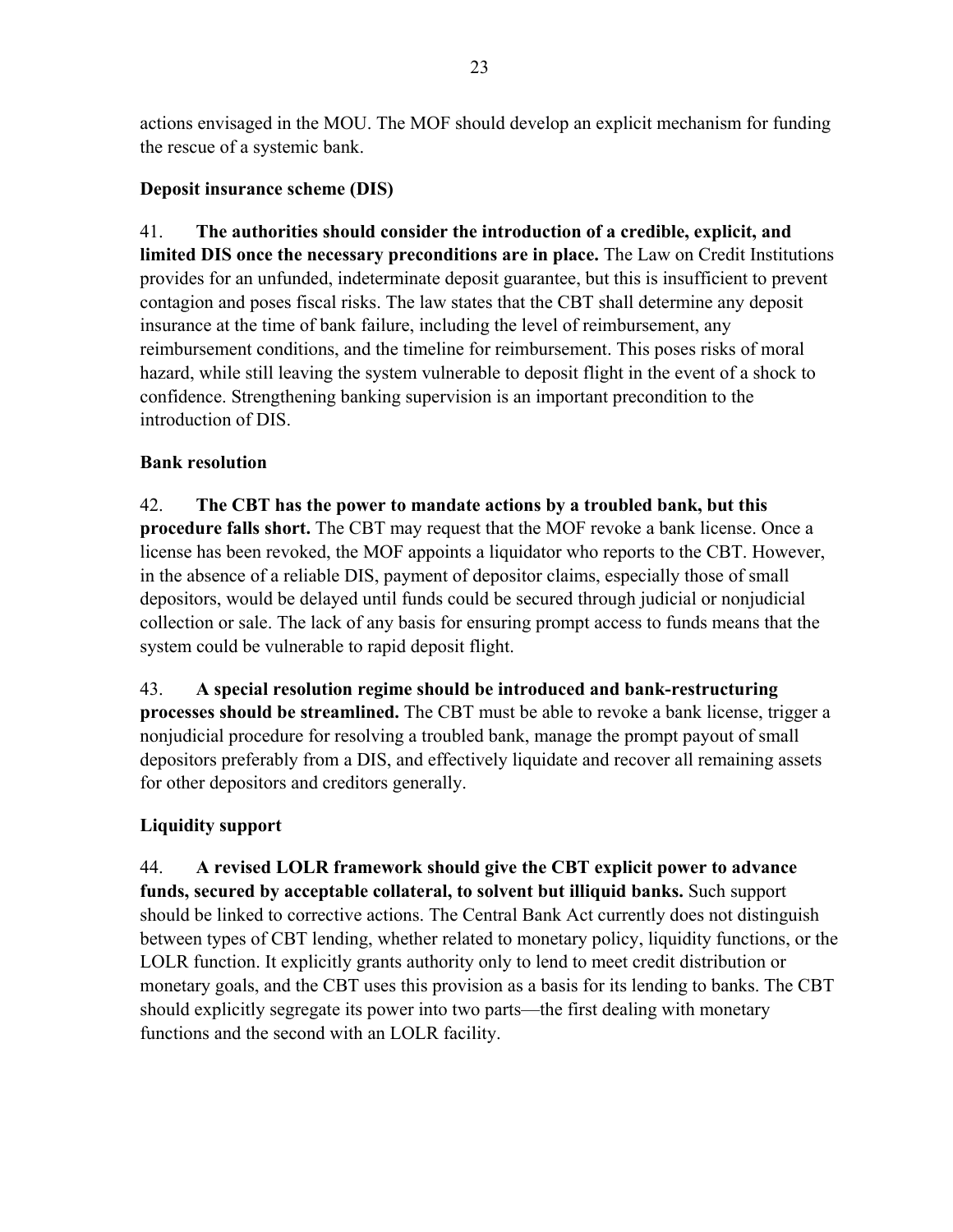actions envisaged in the MOU. The MOF should develop an explicit mechanism for funding the rescue of a systemic bank.

### Deposit insurance scheme (DIS)

41. **The authorities should consider the introduction of a credible, explicit, and limited DIS once the necessary preconditions are in place.** The Law on Credit Institutions provides for an unfunded, indeterminate deposit guarantee, but this is insufficient to prevent contagion and poses fiscal risks. The law states that the CBT shall determine any deposit insurance at the time of bank failure, including the level of reimbursement, any reimbursement conditions, and the timeline for reimbursement. This poses risks of moral hazard, while still leaving the system vulnerable to deposit flight in the event of a shock to confidence. Strengthening banking supervision is an important precondition to the introduction of DIS.

### Bank resolution

42. **The CBT has the power to mandate actions by a troubled bank, but this procedure falls short.** The CBT may request that the MOF revoke a bank license. Once a license has been revoked, the MOF appoints a liquidator who reports to the CBT. However, in the absence of a reliable DIS, payment of depositor claims, especially those of small depositors, would be delayed until funds could be secured through judicial or nonjudicial collection or sale. The lack of any basis for ensuring prompt access to funds means that the system could be vulnerable to rapid deposit flight.

43. **A special resolution regime should be introduced and bank-restructuring processes should be streamlined.** The CBT must be able to revoke a bank license, trigger a nonjudicial procedure for resolving a troubled bank, manage the prompt payout of small depositors preferably from a DIS, and effectively liquidate and recover all remaining assets for other depositors and creditors generally.

### Liquidity support

44. **A revised LOLR framework should give the CBT explicit power to advance funds, secured by acceptable collateral, to solvent but illiquid banks.** Such support should be linked to corrective actions. The Central Bank Act currently does not distinguish between types of CBT lending, whether related to monetary policy, liquidity functions, or the LOLR function. It explicitly grants authority only to lend to meet credit distribution or monetary goals, and the CBT uses this provision as a basis for its lending to banks. The CBT should explicitly segregate its power into two parts—the first dealing with monetary functions and the second with an LOLR facility.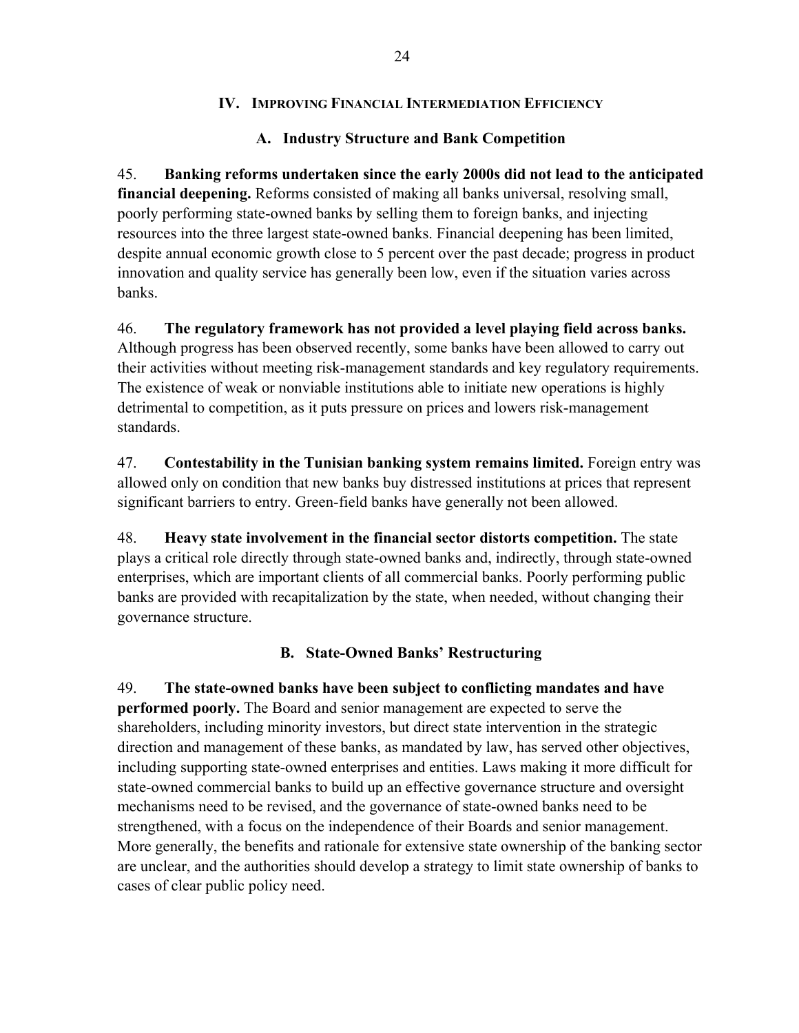## IV. Improving Financial Intermediation Efficiency

### A. Industry Structure and Bank Competition

45. **Banking reforms undertaken since the early 2000s did not lead to the anticipated financial deepening.** Reforms consisted of making all banks universal, resolving small, poorly performing state-owned banks by selling them to foreign banks, and injecting resources into the three largest state-owned banks. Financial deepening has been limited, despite annual economic growth close to 5 percent over the past decade; progress in product innovation and quality service has generally been low, even if the situation varies across banks.

46. **The regulatory framework has not provided a level playing field across banks.** Although progress has been observed recently, some banks have been allowed to carry out their activities without meeting risk-management standards and key regulatory requirements. The existence of weak or nonviable institutions able to initiate new operations is highly detrimental to competition, as it puts pressure on prices and lowers risk-management standards.

47. **Contestability in the Tunisian banking system remains limited.** Foreign entry was allowed only on condition that new banks buy distressed institutions at prices that represent significant barriers to entry. Green-field banks have generally not been allowed.

48. **Heavy state involvement in the financial sector distorts competition.** The state plays a critical role directly through state-owned banks and, indirectly, through state-owned enterprises, which are important clients of all commercial banks. Poorly performing public banks are provided with recapitalization by the state, when needed, without changing their governance structure.

### B. State-Owned Banks' Restructuring

49. **The state-owned banks have been subject to conflicting mandates and have performed poorly.** The Board and senior management are expected to serve the shareholders, including minority investors, but direct state intervention in the strategic direction and management of these banks, as mandated by law, has served other objectives, including supporting state-owned enterprises and entities. Laws making it more difficult for state-owned commercial banks to build up an effective governance structure and oversight mechanisms need to be revised, and the governance of state-owned banks need to be strengthened, with a focus on the independence of their Boards and senior management. More generally, the benefits and rationale for extensive state ownership of the banking sector are unclear, and the authorities should develop a strategy to limit state ownership of banks to cases of clear public policy need.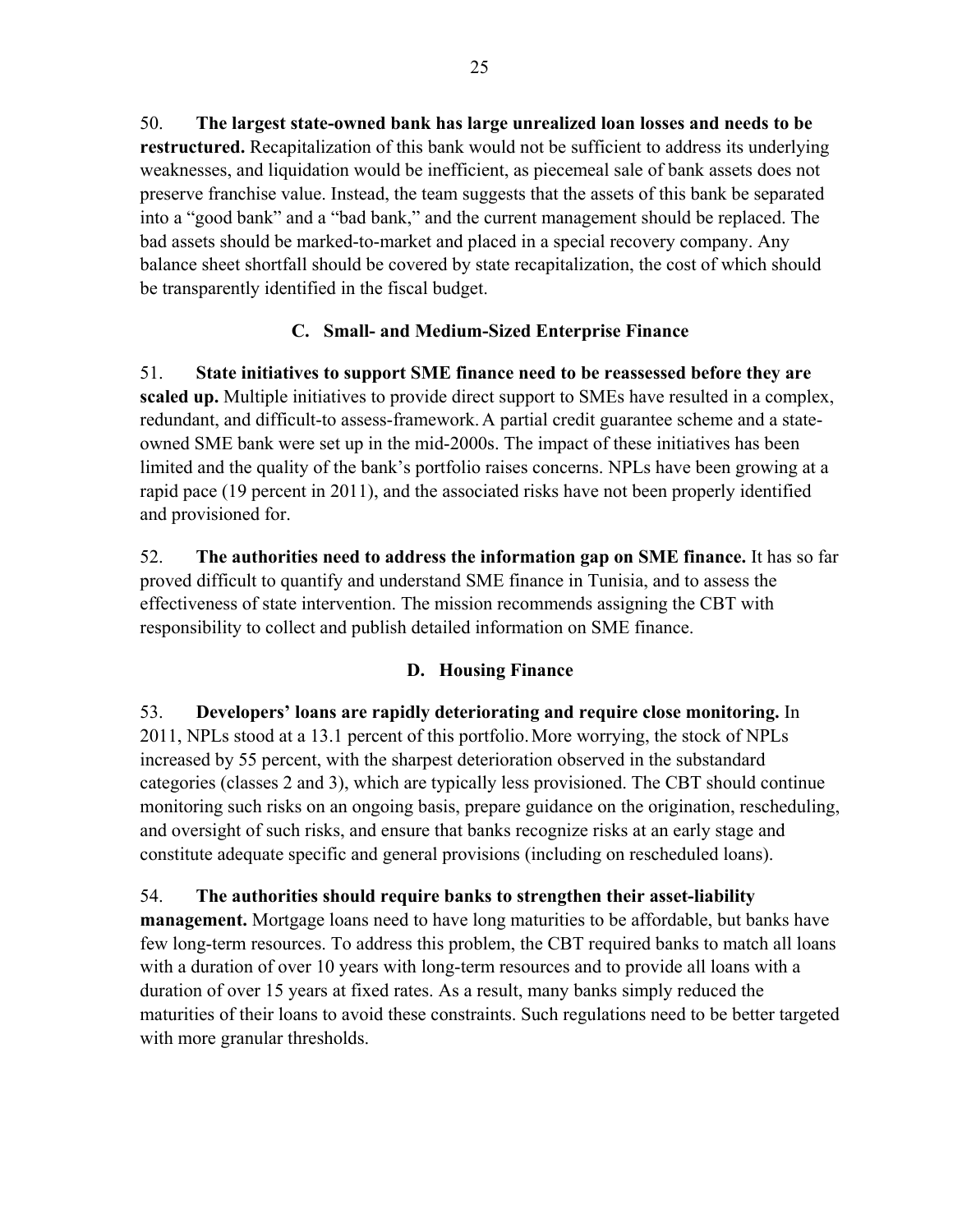50. **The largest state-owned bank has large unrealized loan losses and needs to be restructured.** Recapitalization of this bank would not be sufficient to address its underlying weaknesses, and liquidation would be inefficient, as piecemeal sale of bank assets does not preserve franchise value. Instead, the team suggests that the assets of this bank be separated into a "good bank" and a "bad bank," and the current management should be replaced. The bad assets should be marked-to-market and placed in a special recovery company. Any balance sheet shortfall should be covered by state recapitalization, the cost of which should be transparently identified in the fiscal budget.

### C. Small- and Medium-Sized Enterprise Finance

51. **State initiatives to support SME finance need to be reassessed before they are scaled up.** Multiple initiatives to provide direct support to SMEs have resulted in a complex, redundant, and difficult-to assess-framework. A partial credit guarantee scheme and a state-owned SME bank were set up in the mid-2000s. The impact of these initiatives has been limited and the quality of the bank's portfolio raises concerns. NPLs have been growing at a rapid pace (19 percent in 2011), and the associated risks have not been properly identified and provisioned for.

52. **The authorities need to address the information gap on SME finance.** It has so far proved difficult to quantify and understand SME finance in Tunisia, and to assess the effectiveness of state intervention. The mission recommends assigning the CBT with responsibility to collect and publish detailed information on SME finance.

### D. Housing Finance

53. **Developers' loans are rapidly deteriorating and require close monitoring.** In 2011, NPLs stood at a 13.1 percent of this portfolio. More worrying, the stock of NPLs increased by 55 percent, with the sharpest deterioration observed in the substandard categories (classes 2 and 3), which are typically less provisioned. The CBT should continue monitoring such risks on an ongoing basis, prepare guidance on the origination, rescheduling, and oversight of such risks, and ensure that banks recognize risks at an early stage and constitute adequate specific and general provisions (including on rescheduled loans).

54. **The authorities should require banks to strengthen their asset-liability management.** Mortgage loans need to have long maturities to be affordable, but banks have few long-term resources. To address this problem, the CBT required banks to match all loans with a duration of over 10 years with long-term resources and to provide all loans with a duration of over 15 years at fixed rates. As a result, many banks simply reduced the maturities of their loans to avoid these constraints. Such regulations need to be better targeted with more granular thresholds.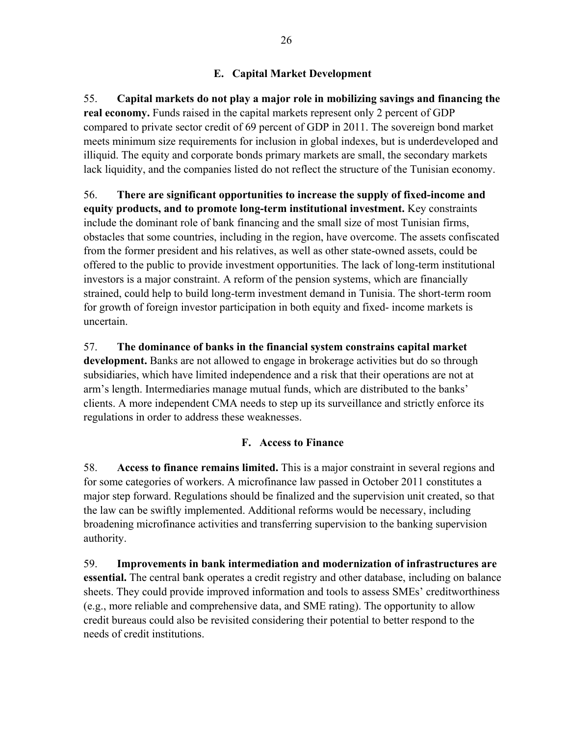### E. Capital Market Development

55. **Capital markets do not play a major role in mobilizing savings and financing the real economy.** Funds raised in the capital markets represent only 2 percent of GDP compared to private sector credit of 69 percent of GDP in 2011. The sovereign bond market meets minimum size requirements for inclusion in global indexes, but is underdeveloped and illiquid. The equity and corporate bonds primary markets are small, the secondary markets lack liquidity, and the companies listed do not reflect the structure of the Tunisian economy.

56. **There are significant opportunities to increase the supply of fixed-income and equity products, and to promote long-term institutional investment.** Key constraints include the dominant role of bank financing and the small size of most Tunisian firms, obstacles that some countries, including in the region, have overcome. The assets confiscated from the former president and his relatives, as well as other state-owned assets, could be offered to the public to provide investment opportunities. The lack of long-term institutional investors is a major constraint. A reform of the pension systems, which are financially strained, could help to build long-term investment demand in Tunisia. The short-term room for growth of foreign investor participation in both equity and fixed- income markets is uncertain.

57. **The dominance of banks in the financial system constrains capital market development.** Banks are not allowed to engage in brokerage activities but do so through subsidiaries, which have limited independence and a risk that their operations are not at arm's length. Intermediaries manage mutual funds, which are distributed to the banks' clients. A more independent CMA needs to step up its surveillance and strictly enforce its regulations in order to address these weaknesses.

### F. Access to Finance

58. **Access to finance remains limited.** This is a major constraint in several regions and for some categories of workers. A microfinance law passed in October 2011 constitutes a major step forward. Regulations should be finalized and the supervision unit created, so that the law can be swiftly implemented. Additional reforms would be necessary, including broadening microfinance activities and transferring supervision to the banking supervision authority.

59. **Improvements in bank intermediation and modernization of infrastructures are essential.** The central bank operates a credit registry and other database, including on balance sheets. They could provide improved information and tools to assess SMEs' creditworthiness (e.g., more reliable and comprehensive data, and SME rating). The opportunity to allow credit bureaus could also be revisited considering their potential to better respond to the needs of credit institutions.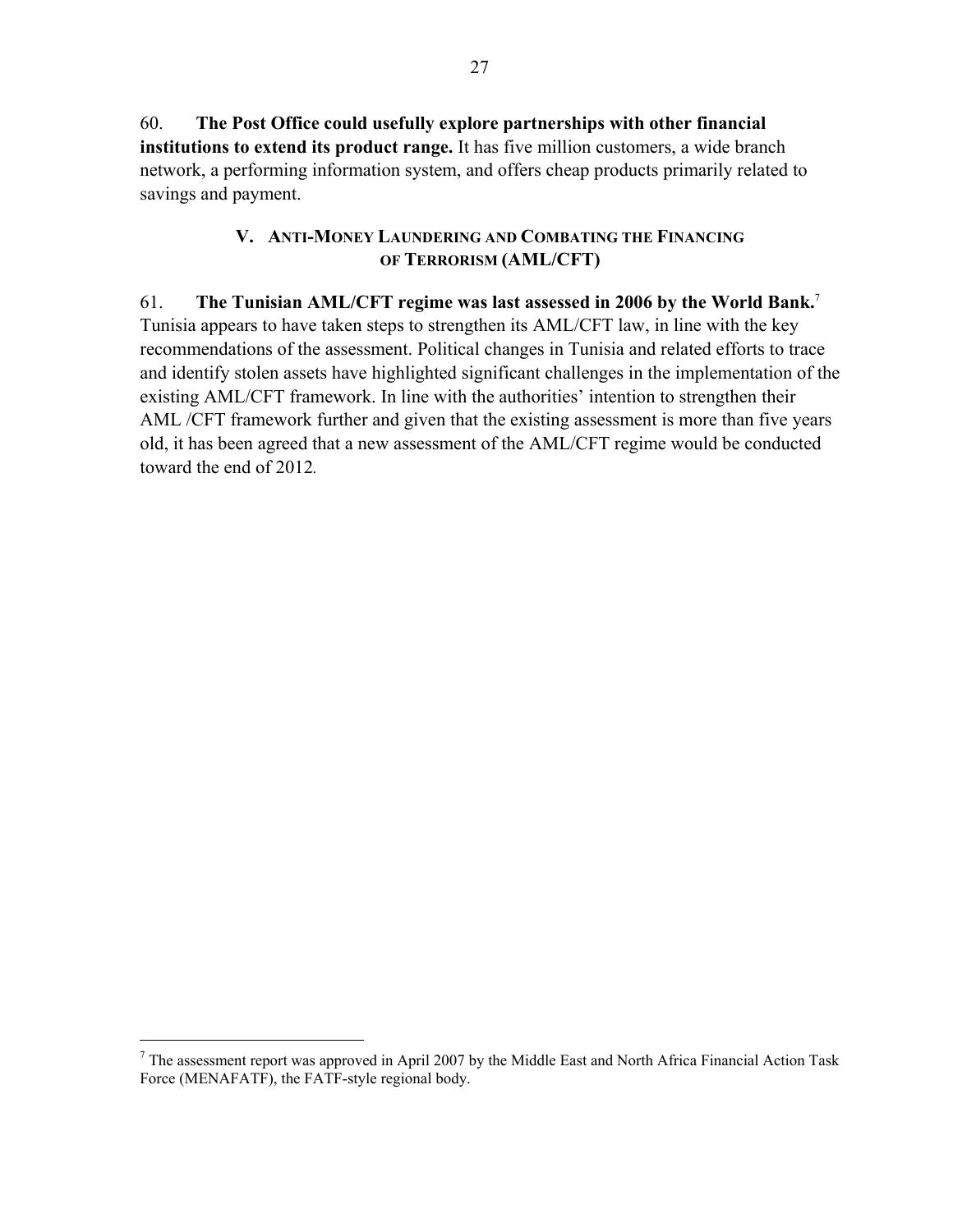60. **The Post Office could usefully explore partnerships with other financial institutions to extend its product range.** It has five million customers, a wide branch network, a performing information system, and offers cheap products primarily related to savings and payment.

## V. ANTI-MONEY LAUNDERING AND COMBATING THE FINANCING OF TERRORISM (AML/CFT)

61. **The Tunisian AML/CFT regime was last assessed in 2006 by the World Bank.**[7] Tunisia appears to have taken steps to strengthen its AML/CFT law, in line with the key recommendations of the assessment. Political changes in Tunisia and related efforts to trace and identify stolen assets have highlighted significant challenges in the implementation of the existing AML/CFT framework. In line with the authorities' intention to strengthen their AML /CFT framework further and given that the existing assessment is more than five years old, it has been agreed that a new assessment of the AML/CFT regime would be conducted toward the end of 2012.

---

[7] The assessment report was approved in April 2007 by the Middle East and North Africa Financial Action Task Force (MENAFATF), the FATF-style regional body.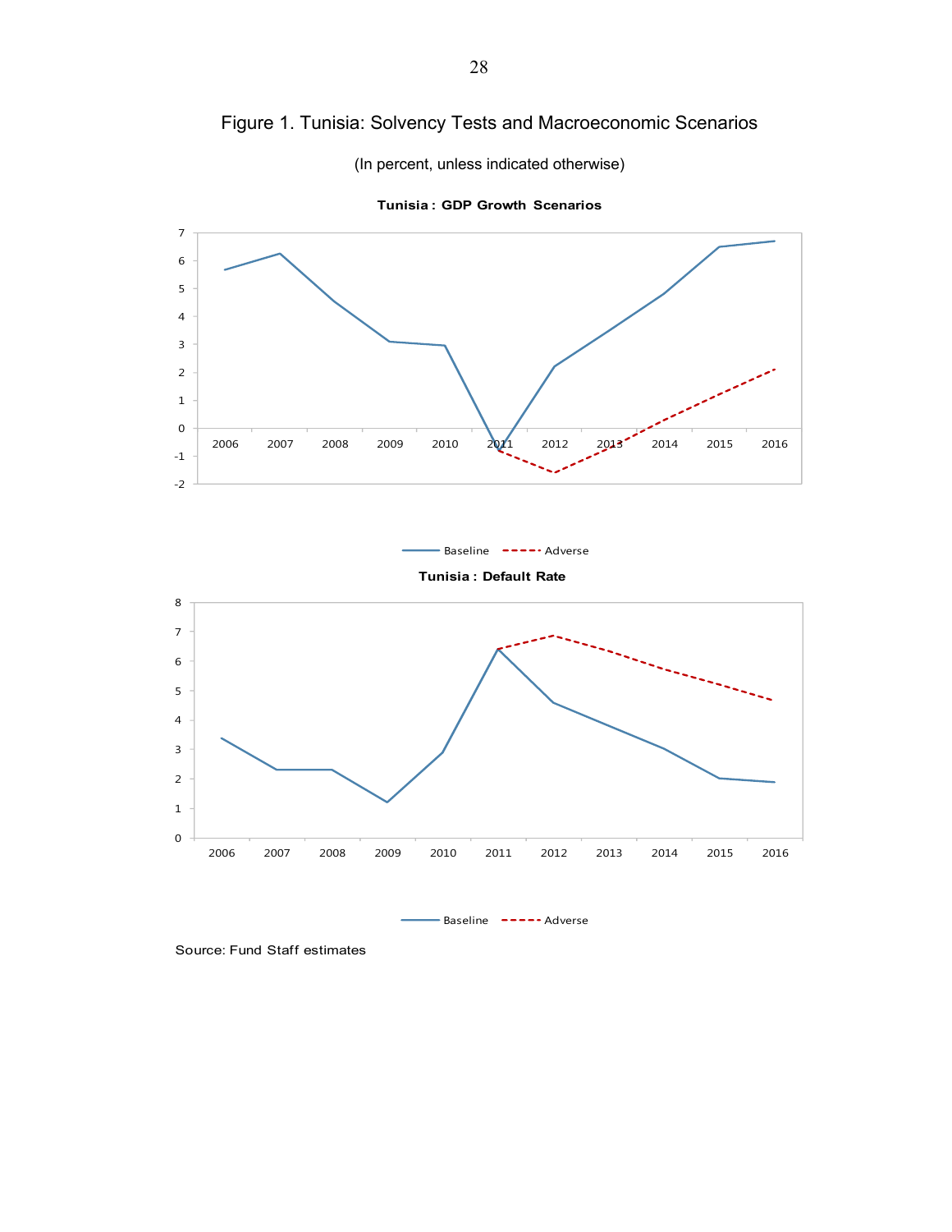# Figure 1. Tunisia: Solvency Tests and Macroeconomic Scenarios

(In percent, unless indicated otherwise)

**Tunisia : GDP Growth Scenarios**

Baseline — Adverse

**Tunisia : Default Rate**

Baseline — Adverse

Source: Fund Staff estimates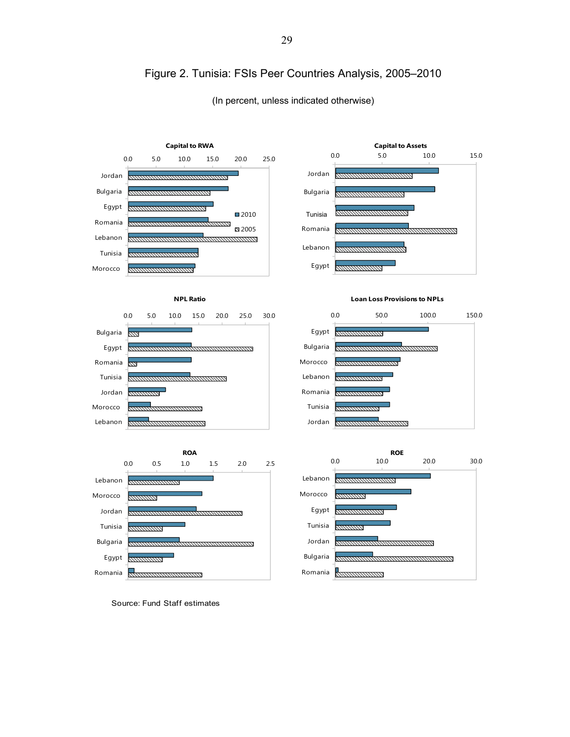# Figure 2. Tunisia: FSIs Peer Countries Analysis, 2005–2010

(In percent, unless indicated otherwise)

**Capital to RWA**

0.0 5.0 10.0 15.0 20.0 25.0

Jordan
Bulgaria
Egypt
Romania
Lebanon
Tunisia
Morocco

2010
2005

**Capital to Assets**

0.0 5.0 10.0 15.0

Jordan
Bulgaria
Tunisia
Romania
Lebanon
Egypt

**NPL Ratio**

0.0 5.0 10.0 15.0 20.0 25.0 30.0

Bulgaria
Egypt
Romania
Tunisia
Jordan
Morocco
Lebanon

**Loan Loss Provisions to NPLs**

0.0 50.0 100.0 150.0

Egypt
Bulgaria
Morocco
Lebanon
Romania
Tunisia
Jordan

**ROA**

0.0 0.5 1.0 1.5 2.0 2.5

Lebanon
Morocco
Jordan
Tunisia
Bulgaria
Egypt
Romania

**ROE**

0.0 10.0 20.0 30.0

Lebanon
Morocco
Egypt
Tunisia
Jordan
Bulgaria
Romania

Source: Fund Staff estimates